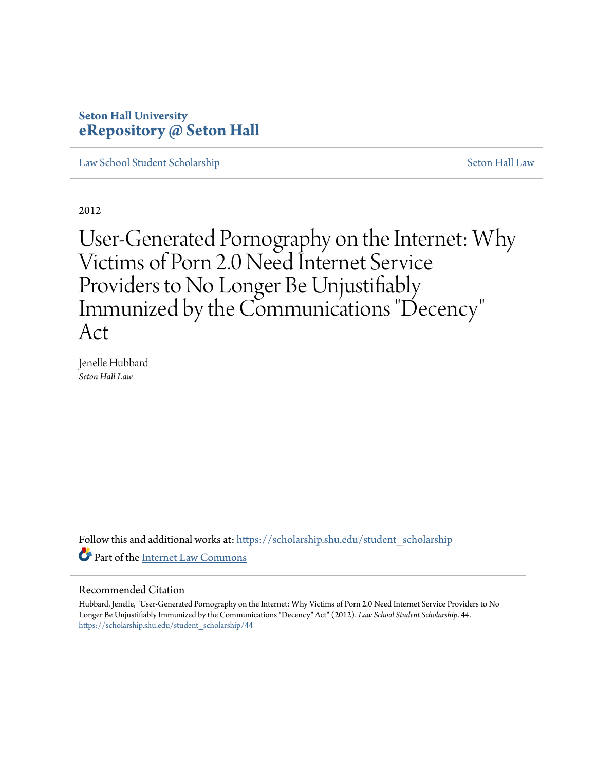**Seton Hall University**
**eRepository @ Seton Hall**

Law School Student Scholarship | Seton Hall Law

2012

# User-Generated Pornography on the Internet: Why Victims of Porn 2.0 Need Internet Service Providers to No Longer Be Unjustifiably Immunized by the Communications "Decency" Act

Jenelle Hubbard
*Seton Hall Law*

Follow this and additional works at: https://scholarship.shu.edu/student_scholarship

Part of the Internet Law Commons

## Recommended Citation

Hubbard, Jenelle, "User-Generated Pornography on the Internet: Why Victims of Porn 2.0 Need Internet Service Providers to No Longer Be Unjustifiably Immunized by the Communications "Decency" Act" (2012). *Law School Student Scholarship*. 44.
https://scholarship.shu.edu/student_scholarship/44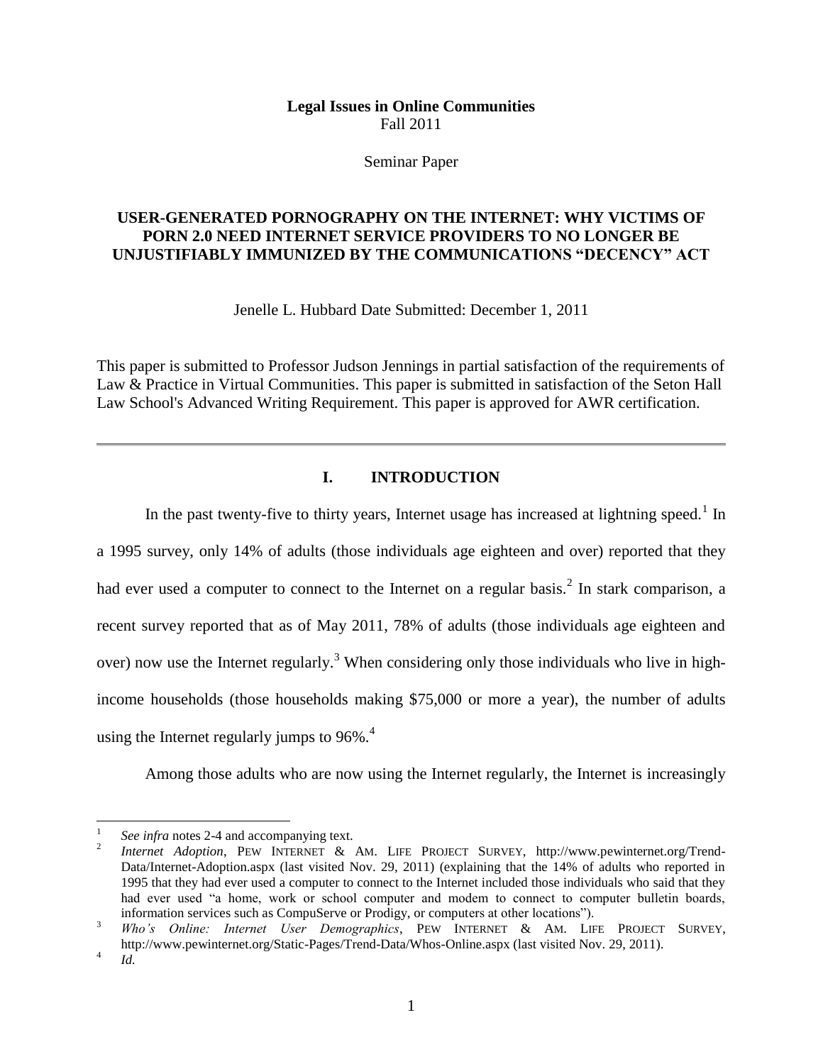**Legal Issues in Online Communities**
Fall 2011

Seminar Paper

# USER-GENERATED PORNOGRAPHY ON THE INTERNET: WHY VICTIMS OF PORN 2.0 NEED INTERNET SERVICE PROVIDERS TO NO LONGER BE UNJUSTIFIABLY IMMUNIZED BY THE COMMUNICATIONS "DECENCY" ACT

Jenelle L. Hubbard Date Submitted: December 1, 2011

This paper is submitted to Professor Judson Jennings in partial satisfaction of the requirements of Law & Practice in Virtual Communities. This paper is submitted in satisfaction of the Seton Hall Law School's Advanced Writing Requirement. This paper is approved for AWR certification.

---

## I. INTRODUCTION

In the past twenty-five to thirty years, Internet usage has increased at lightning speed.[1] In a 1995 survey, only 14% of adults (those individuals age eighteen and over) reported that they had ever used a computer to connect to the Internet on a regular basis.[2] In stark comparison, a recent survey reported that as of May 2011, 78% of adults (those individuals age eighteen and over) now use the Internet regularly.[3] When considering only those individuals who live in high-income households (those households making $75,000 or more a year), the number of adults using the Internet regularly jumps to 96%.[4]

Among those adults who are now using the Internet regularly, the Internet is increasingly

---

[1] *See infra* notes 2-4 and accompanying text.

[2] *Internet Adoption*, PEW INTERNET & AM. LIFE PROJECT SURVEY, http://www.pewinternet.org/Trend-Data/Internet-Adoption.aspx (last visited Nov. 29, 2011) (explaining that the 14% of adults who reported in 1995 that they had ever used a computer to connect to the Internet included those individuals who said that they had ever used "a home, work or school computer and modem to connect to computer bulletin boards, information services such as CompuServe or Prodigy, or computers at other locations").

[3] *Who's Online: Internet User Demographics*, PEW INTERNET & AM. LIFE PROJECT SURVEY, http://www.pewinternet.org/Static-Pages/Trend-Data/Whos-Online.aspx (last visited Nov. 29, 2011).

[4] *Id.*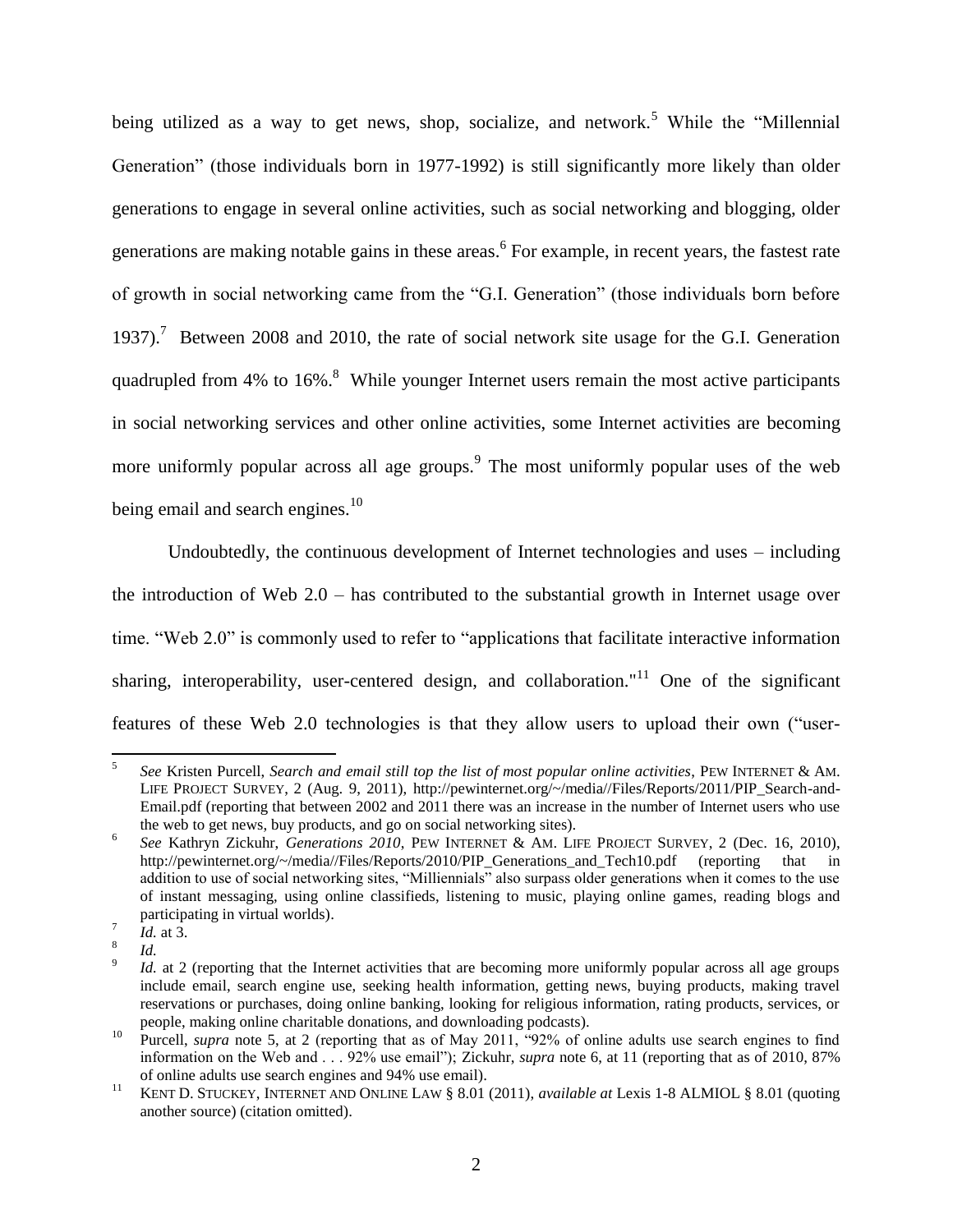being utilized as a way to get news, shop, socialize, and network.[5] While the "Millennial Generation" (those individuals born in 1977-1992) is still significantly more likely than older generations to engage in several online activities, such as social networking and blogging, older generations are making notable gains in these areas.[6] For example, in recent years, the fastest rate of growth in social networking came from the "G.I. Generation" (those individuals born before 1937).[7] Between 2008 and 2010, the rate of social network site usage for the G.I. Generation quadrupled from 4% to 16%.[8] While younger Internet users remain the most active participants in social networking services and other online activities, some Internet activities are becoming more uniformly popular across all age groups.[9] The most uniformly popular uses of the web being email and search engines.[10]

Undoubtedly, the continuous development of Internet technologies and uses – including the introduction of Web 2.0 – has contributed to the substantial growth in Internet usage over time. "Web 2.0" is commonly used to refer to "applications that facilitate interactive information sharing, interoperability, user-centered design, and collaboration."[11] One of the significant features of these Web 2.0 technologies is that they allow users to upload their own ("user-

---

[5] *See* Kristen Purcell, *Search and email still top the list of most popular online activities*, PEW INTERNET & AM. LIFE PROJECT SURVEY, 2 (Aug. 9, 2011), http://pewinternet.org/~/media//Files/Reports/2011/PIP_Search-and-Email.pdf (reporting that between 2002 and 2011 there was an increase in the number of Internet users who use the web to get news, buy products, and go on social networking sites).

[6] *See* Kathryn Zickuhr, *Generations 2010*, PEW INTERNET & AM. LIFE PROJECT SURVEY, 2 (Dec. 16, 2010), http://pewinternet.org/~/media//Files/Reports/2010/PIP_Generations_and_Tech10.pdf (reporting that in addition to use of social networking sites, "Milliennials" also surpass older generations when it comes to the use of instant messaging, using online classifieds, listening to music, playing online games, reading blogs and participating in virtual worlds).

[7] *Id.* at 3.

[8] *Id.*

[9] *Id.* at 2 (reporting that the Internet activities that are becoming more uniformly popular across all age groups include email, search engine use, seeking health information, getting news, buying products, making travel reservations or purchases, doing online banking, looking for religious information, rating products, services, or people, making online charitable donations, and downloading podcasts).

[10] Purcell, *supra* note 5, at 2 (reporting that as of May 2011, "92% of online adults use search engines to find information on the Web and . . . 92% use email"); Zickuhr, *supra* note 6, at 11 (reporting that as of 2010, 87% of online adults use search engines and 94% use email).

[11] KENT D. STUCKEY, INTERNET AND ONLINE LAW § 8.01 (2011), *available at* Lexis 1-8 ALMIOL § 8.01 (quoting another source) (citation omitted).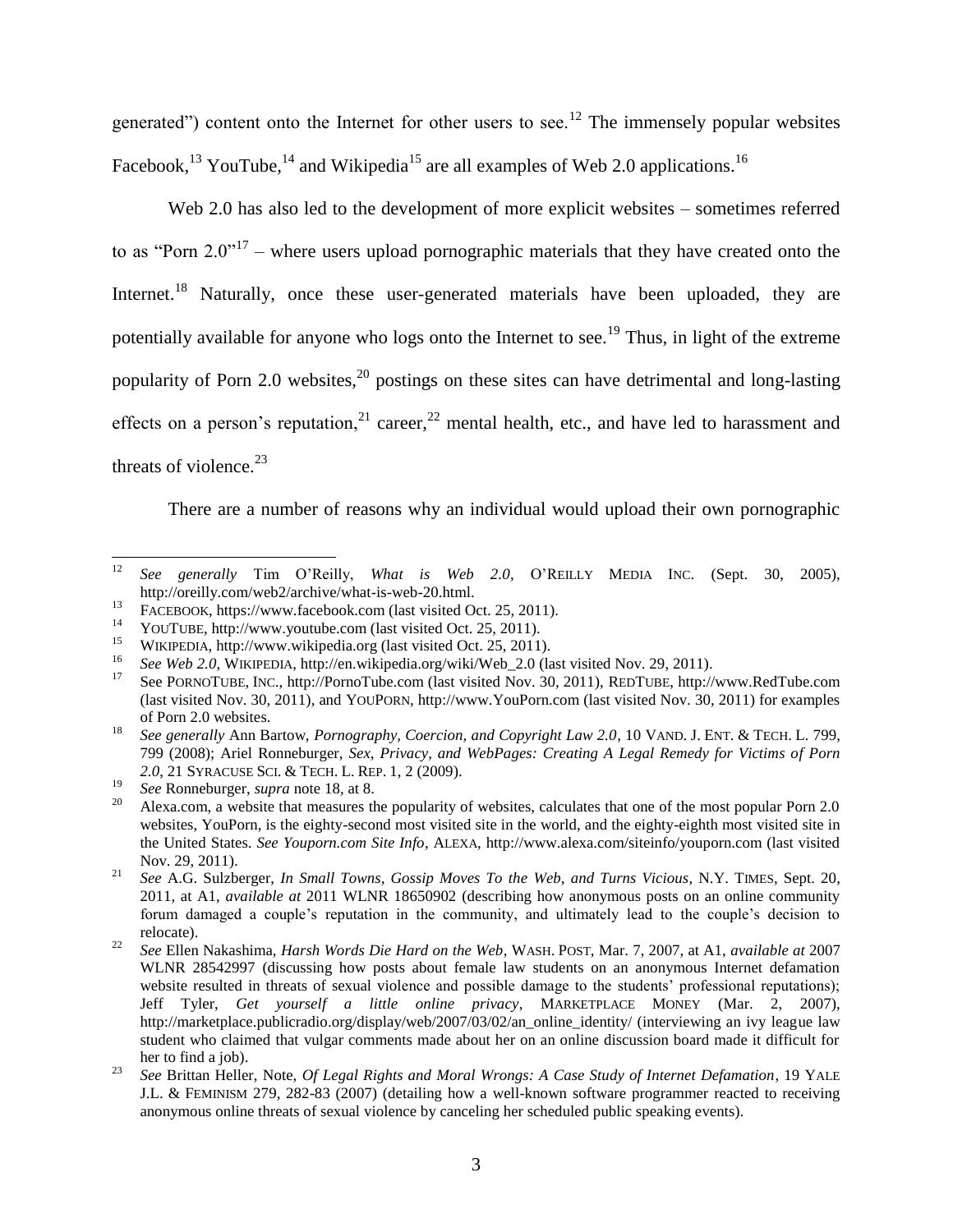generated") content onto the Internet for other users to see.[12] The immensely popular websites Facebook,[13] YouTube,[14] and Wikipedia[15] are all examples of Web 2.0 applications.[16]

Web 2.0 has also led to the development of more explicit websites – sometimes referred to as "Porn 2.0"[17] – where users upload pornographic materials that they have created onto the Internet.[18] Naturally, once these user-generated materials have been uploaded, they are potentially available for anyone who logs onto the Internet to see.[19] Thus, in light of the extreme popularity of Porn 2.0 websites,[20] postings on these sites can have detrimental and long-lasting effects on a person's reputation,[21] career,[22] mental health, etc., and have led to harassment and threats of violence.[23]

There are a number of reasons why an individual would upload their own pornographic

---

[12] *See generally* Tim O'Reilly, *What is Web 2.0*, O'REILLY MEDIA INC. (Sept. 30, 2005), http://oreilly.com/web2/archive/what-is-web-20.html.

[13] FACEBOOK, https://www.facebook.com (last visited Oct. 25, 2011).

[14] YOUTUBE, http://www.youtube.com (last visited Oct. 25, 2011).

[15] WIKIPEDIA, http://www.wikipedia.org (last visited Oct. 25, 2011).

[16] *See Web 2.0*, WIKIPEDIA, http://en.wikipedia.org/wiki/Web_2.0 (last visited Nov. 29, 2011).

[17] See PORNOTUBE, INC., http://PornoTube.com (last visited Nov. 30, 2011), REDTUBE, http://www.RedTube.com (last visited Nov. 30, 2011), and YOUPORN, http://www.YouPorn.com (last visited Nov. 30, 2011) for examples of Porn 2.0 websites.

[18] *See generally* Ann Bartow, *Pornography, Coercion, and Copyright Law 2.0*, 10 VAND. J. ENT. & TECH. L. 799, 799 (2008); Ariel Ronneburger, *Sex, Privacy, and WebPages: Creating A Legal Remedy for Victims of Porn 2.0*, 21 SYRACUSE SCI. & TECH. L. REP. 1, 2 (2009).

[19] *See* Ronneburger, *supra* note 18, at 8.

[20] Alexa.com, a website that measures the popularity of websites, calculates that one of the most popular Porn 2.0 websites, YouPorn, is the eighty-second most visited site in the world, and the eighty-eighth most visited site in the United States. *See Youporn.com Site Info*, ALEXA, http://www.alexa.com/siteinfo/youporn.com (last visited Nov. 29, 2011).

[21] *See* A.G. Sulzberger, *In Small Towns, Gossip Moves To the Web, and Turns Vicious*, N.Y. TIMES, Sept. 20, 2011, at A1, *available at* 2011 WLNR 18650902 (describing how anonymous posts on an online community forum damaged a couple's reputation in the community, and ultimately lead to the couple's decision to relocate).

[22] *See* Ellen Nakashima, *Harsh Words Die Hard on the Web*, WASH. POST, Mar. 7, 2007, at A1, *available at* 2007 WLNR 28542997 (discussing how posts about female law students on an anonymous Internet defamation website resulted in threats of sexual violence and possible damage to the students' professional reputations); Jeff Tyler, *Get yourself a little online privacy*, MARKETPLACE MONEY (Mar. 2, 2007), http://marketplace.publicradio.org/display/web/2007/03/02/an_online_identity/ (interviewing an ivy league law student who claimed that vulgar comments made about her on an online discussion board made it difficult for her to find a job).

[23] *See* Brittan Heller, Note, *Of Legal Rights and Moral Wrongs: A Case Study of Internet Defamation*, 19 YALE J.L. & FEMINISM 279, 282-83 (2007) (detailing how a well-known software programmer reacted to receiving anonymous online threats of sexual violence by canceling her scheduled public speaking events).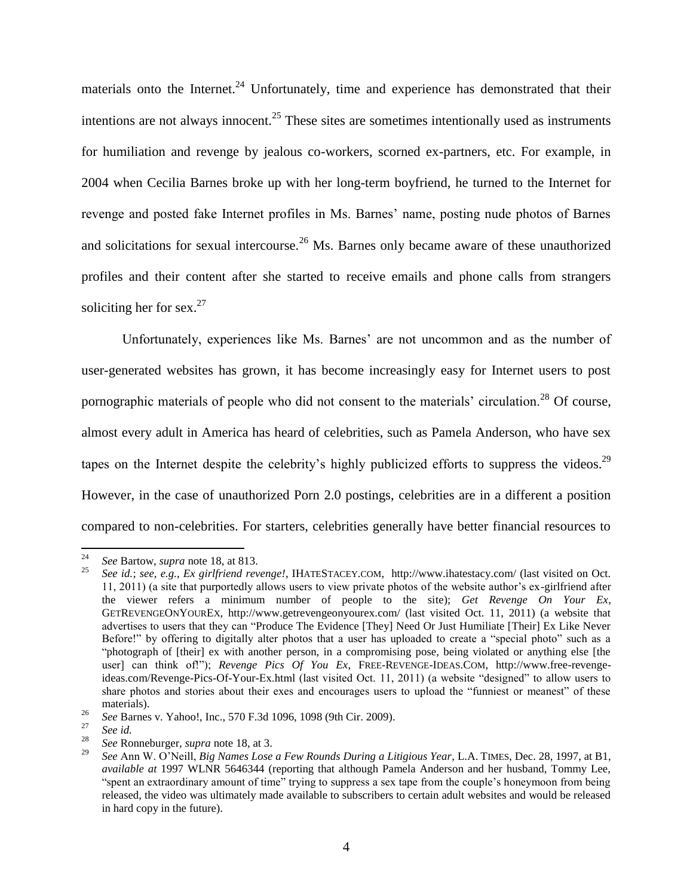materials onto the Internet.[24] Unfortunately, time and experience has demonstrated that their intentions are not always innocent.[25] These sites are sometimes intentionally used as instruments for humiliation and revenge by jealous co-workers, scorned ex-partners, etc. For example, in 2004 when Cecilia Barnes broke up with her long-term boyfriend, he turned to the Internet for revenge and posted fake Internet profiles in Ms. Barnes' name, posting nude photos of Barnes and solicitations for sexual intercourse.[26] Ms. Barnes only became aware of these unauthorized profiles and their content after she started to receive emails and phone calls from strangers soliciting her for sex.[27]

Unfortunately, experiences like Ms. Barnes' are not uncommon and as the number of user-generated websites has grown, it has become increasingly easy for Internet users to post pornographic materials of people who did not consent to the materials' circulation.[28] Of course, almost every adult in America has heard of celebrities, such as Pamela Anderson, who have sex tapes on the Internet despite the celebrity's highly publicized efforts to suppress the videos.[29] However, in the case of unauthorized Porn 2.0 postings, celebrities are in a different a position compared to non-celebrities. For starters, celebrities generally have better financial resources to

---

[24] *See* Bartow, *supra* note 18, at 813.

[25] *See id.*; *see, e.g.*, *Ex girlfriend revenge!*, IHATESTACEY.COM, http://www.ihatestacy.com/ (last visited on Oct. 11, 2011) (a site that purportedly allows users to view private photos of the website author's ex-girlfriend after the viewer refers a minimum number of people to the site); *Get Revenge On Your Ex*, GETREVENGEONYOUREX, http://www.getrevengeonyourex.com/ (last visited Oct. 11, 2011) (a website that advertises to users that they can "Produce The Evidence [They] Need Or Just Humiliate [Their] Ex Like Never Before!" by offering to digitally alter photos that a user has uploaded to create a "special photo" such as a "photograph of [their] ex with another person, in a compromising pose, being violated or anything else [the user] can think of!"); *Revenge Pics Of You Ex*, FREE-REVENGE-IDEAS.COM, http://www.free-revenge-ideas.com/Revenge-Pics-Of-Your-Ex.html (last visited Oct. 11, 2011) (a website "designed" to allow users to share photos and stories about their exes and encourages users to upload the "funniest or meanest" of these materials).

[26] *See* Barnes v. Yahoo!, Inc., 570 F.3d 1096, 1098 (9th Cir. 2009).

[27] *See id.*

[28] *See* Ronneburger, *supra* note 18, at 3.

[29] *See* Ann W. O'Neill, *Big Names Lose a Few Rounds During a Litigious Year*, L.A. TIMES, Dec. 28, 1997, at B1, *available at* 1997 WLNR 5646344 (reporting that although Pamela Anderson and her husband, Tommy Lee, "spent an extraordinary amount of time" trying to suppress a sex tape from the couple's honeymoon from being released, the video was ultimately made available to subscribers to certain adult websites and would be released in hard copy in the future).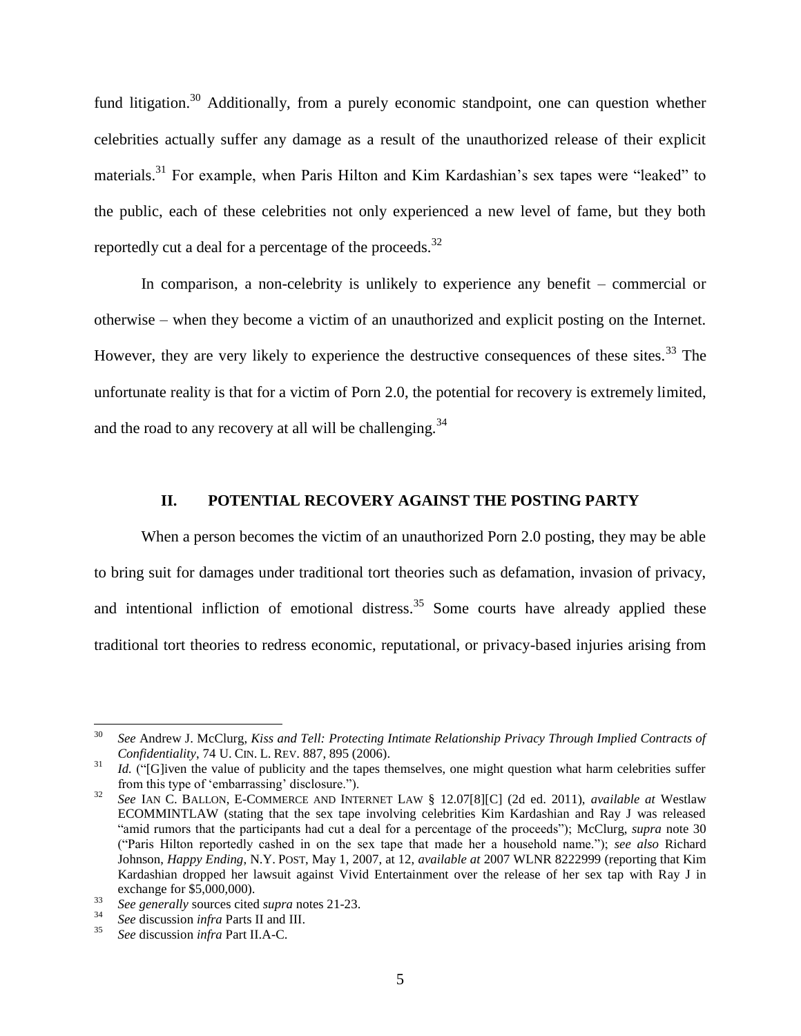fund litigation.[30] Additionally, from a purely economic standpoint, one can question whether celebrities actually suffer any damage as a result of the unauthorized release of their explicit materials.[31] For example, when Paris Hilton and Kim Kardashian's sex tapes were "leaked" to the public, each of these celebrities not only experienced a new level of fame, but they both reportedly cut a deal for a percentage of the proceeds.[32]

In comparison, a non-celebrity is unlikely to experience any benefit – commercial or otherwise – when they become a victim of an unauthorized and explicit posting on the Internet. However, they are very likely to experience the destructive consequences of these sites.[33] The unfortunate reality is that for a victim of Porn 2.0, the potential for recovery is extremely limited, and the road to any recovery at all will be challenging.[34]

## II. POTENTIAL RECOVERY AGAINST THE POSTING PARTY

When a person becomes the victim of an unauthorized Porn 2.0 posting, they may be able to bring suit for damages under traditional tort theories such as defamation, invasion of privacy, and intentional infliction of emotional distress.[35] Some courts have already applied these traditional tort theories to redress economic, reputational, or privacy-based injuries arising from

---

[30] *See* Andrew J. McClurg, *Kiss and Tell: Protecting Intimate Relationship Privacy Through Implied Contracts of Confidentiality*, 74 U. CIN. L. REV. 887, 895 (2006).

[31] *Id.* ("[G]iven the value of publicity and the tapes themselves, one might question what harm celebrities suffer from this type of 'embarrassing' disclosure.").

[32] *See* IAN C. BALLON, E-COMMERCE AND INTERNET LAW § 12.07[8][C] (2d ed. 2011), *available at* Westlaw ECOMMINTLAW (stating that the sex tape involving celebrities Kim Kardashian and Ray J was released "amid rumors that the participants had cut a deal for a percentage of the proceeds"); McClurg, *supra* note 30 ("Paris Hilton reportedly cashed in on the sex tape that made her a household name."); *see also* Richard Johnson, *Happy Ending*, N.Y. POST, May 1, 2007, at 12, *available at* 2007 WLNR 8222999 (reporting that Kim Kardashian dropped her lawsuit against Vivid Entertainment over the release of her sex tap with Ray J in exchange for $5,000,000).

[33] *See generally* sources cited *supra* notes 21-23.

[34] *See* discussion *infra* Parts II and III.

[35] *See* discussion *infra* Part II.A-C.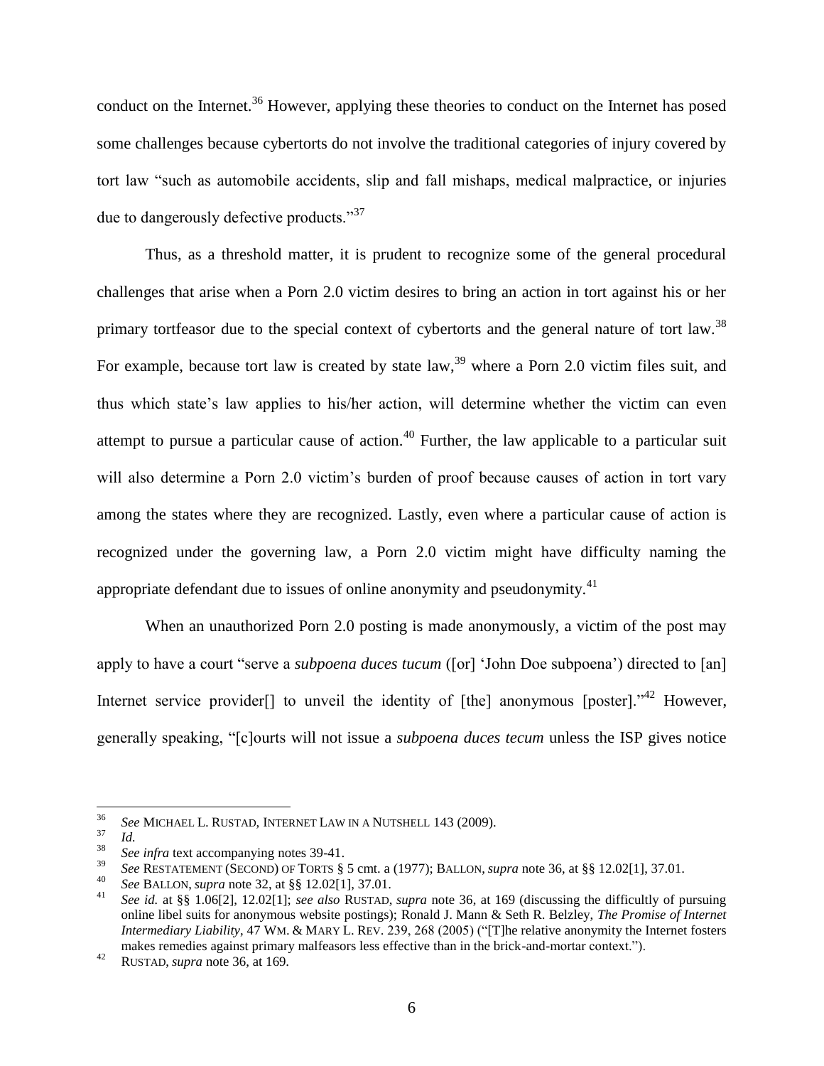conduct on the Internet.[36] However, applying these theories to conduct on the Internet has posed some challenges because cybertorts do not involve the traditional categories of injury covered by tort law "such as automobile accidents, slip and fall mishaps, medical malpractice, or injuries due to dangerously defective products."[37]

Thus, as a threshold matter, it is prudent to recognize some of the general procedural challenges that arise when a Porn 2.0 victim desires to bring an action in tort against his or her primary tortfeasor due to the special context of cybertorts and the general nature of tort law.[38] For example, because tort law is created by state law,[39] where a Porn 2.0 victim files suit, and thus which state's law applies to his/her action, will determine whether the victim can even attempt to pursue a particular cause of action.[40] Further, the law applicable to a particular suit will also determine a Porn 2.0 victim's burden of proof because causes of action in tort vary among the states where they are recognized. Lastly, even where a particular cause of action is recognized under the governing law, a Porn 2.0 victim might have difficulty naming the appropriate defendant due to issues of online anonymity and pseudonymity.[41]

When an unauthorized Porn 2.0 posting is made anonymously, a victim of the post may apply to have a court "serve a *subpoena duces tucum* ([or] 'John Doe subpoena') directed to [an] Internet service provider[] to unveil the identity of [the] anonymous [poster]."[42] However, generally speaking, "[c]ourts will not issue a *subpoena duces tecum* unless the ISP gives notice

---

[36] *See* MICHAEL L. RUSTAD, INTERNET LAW IN A NUTSHELL 143 (2009).

[37] *Id.*

[38] *See infra* text accompanying notes 39-41.

[39] *See* RESTATEMENT (SECOND) OF TORTS § 5 cmt. a (1977); BALLON, *supra* note 36, at §§ 12.02[1], 37.01.

[40] *See* BALLON, *supra* note 32, at §§ 12.02[1], 37.01.

[41] *See id.* at §§ 1.06[2], 12.02[1]; *see also* RUSTAD, *supra* note 36, at 169 (discussing the difficultly of pursuing online libel suits for anonymous website postings); Ronald J. Mann & Seth R. Belzley, *The Promise of Internet Intermediary Liability*, 47 WM. & MARY L. REV. 239, 268 (2005) ("[T]he relative anonymity the Internet fosters makes remedies against primary malfeasors less effective than in the brick-and-mortar context.").

[42] RUSTAD, *supra* note 36, at 169.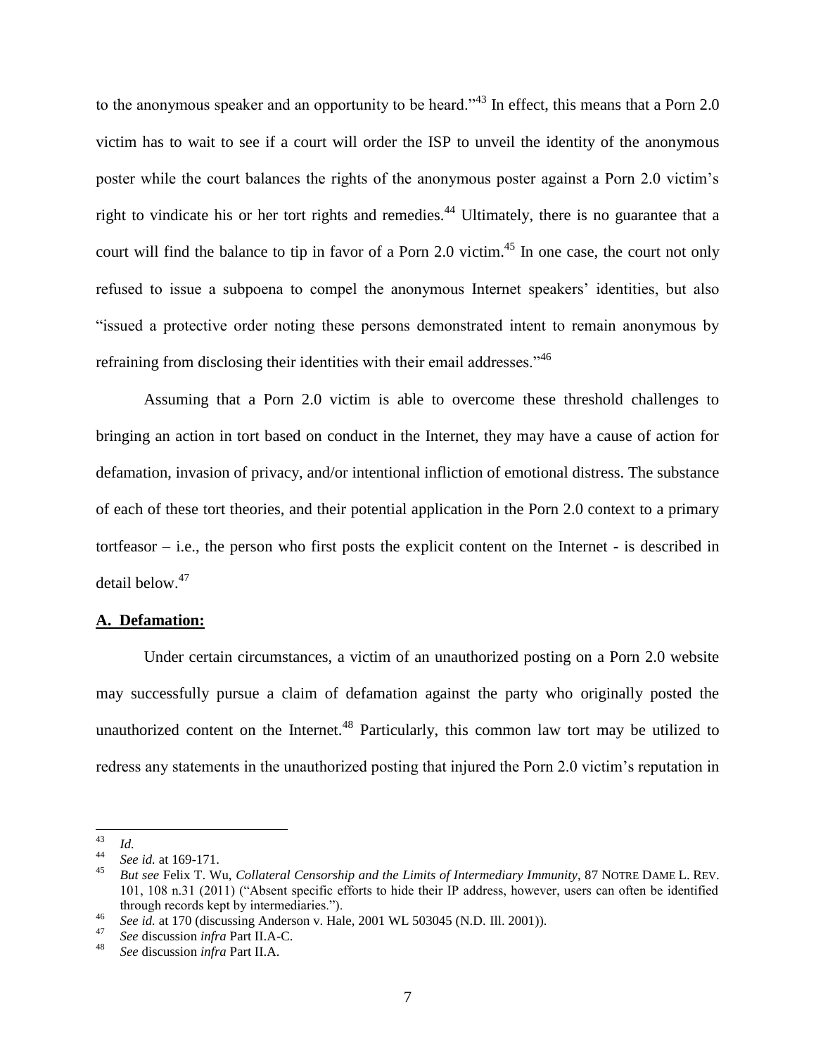to the anonymous speaker and an opportunity to be heard."[43] In effect, this means that a Porn 2.0 victim has to wait to see if a court will order the ISP to unveil the identity of the anonymous poster while the court balances the rights of the anonymous poster against a Porn 2.0 victim's right to vindicate his or her tort rights and remedies.[44] Ultimately, there is no guarantee that a court will find the balance to tip in favor of a Porn 2.0 victim.[45] In one case, the court not only refused to issue a subpoena to compel the anonymous Internet speakers' identities, but also "issued a protective order noting these persons demonstrated intent to remain anonymous by refraining from disclosing their identities with their email addresses."[46]

Assuming that a Porn 2.0 victim is able to overcome these threshold challenges to bringing an action in tort based on conduct in the Internet, they may have a cause of action for defamation, invasion of privacy, and/or intentional infliction of emotional distress. The substance of each of these tort theories, and their potential application in the Porn 2.0 context to a primary tortfeasor – i.e., the person who first posts the explicit content on the Internet - is described in detail below.[47]

**A. Defamation:**

Under certain circumstances, a victim of an unauthorized posting on a Porn 2.0 website may successfully pursue a claim of defamation against the party who originally posted the unauthorized content on the Internet.[48] Particularly, this common law tort may be utilized to redress any statements in the unauthorized posting that injured the Porn 2.0 victim's reputation in

---

[43] *Id.*

[44] *See id.* at 169-171.

[45] *But see* Felix T. Wu, *Collateral Censorship and the Limits of Intermediary Immunity*, 87 NOTRE DAME L. REV. 101, 108 n.31 (2011) ("Absent specific efforts to hide their IP address, however, users can often be identified through records kept by intermediaries.").

[46] *See id.* at 170 (discussing Anderson v. Hale, 2001 WL 503045 (N.D. Ill. 2001)).

[47] *See* discussion *infra* Part II.A-C.

[48] *See* discussion *infra* Part II.A.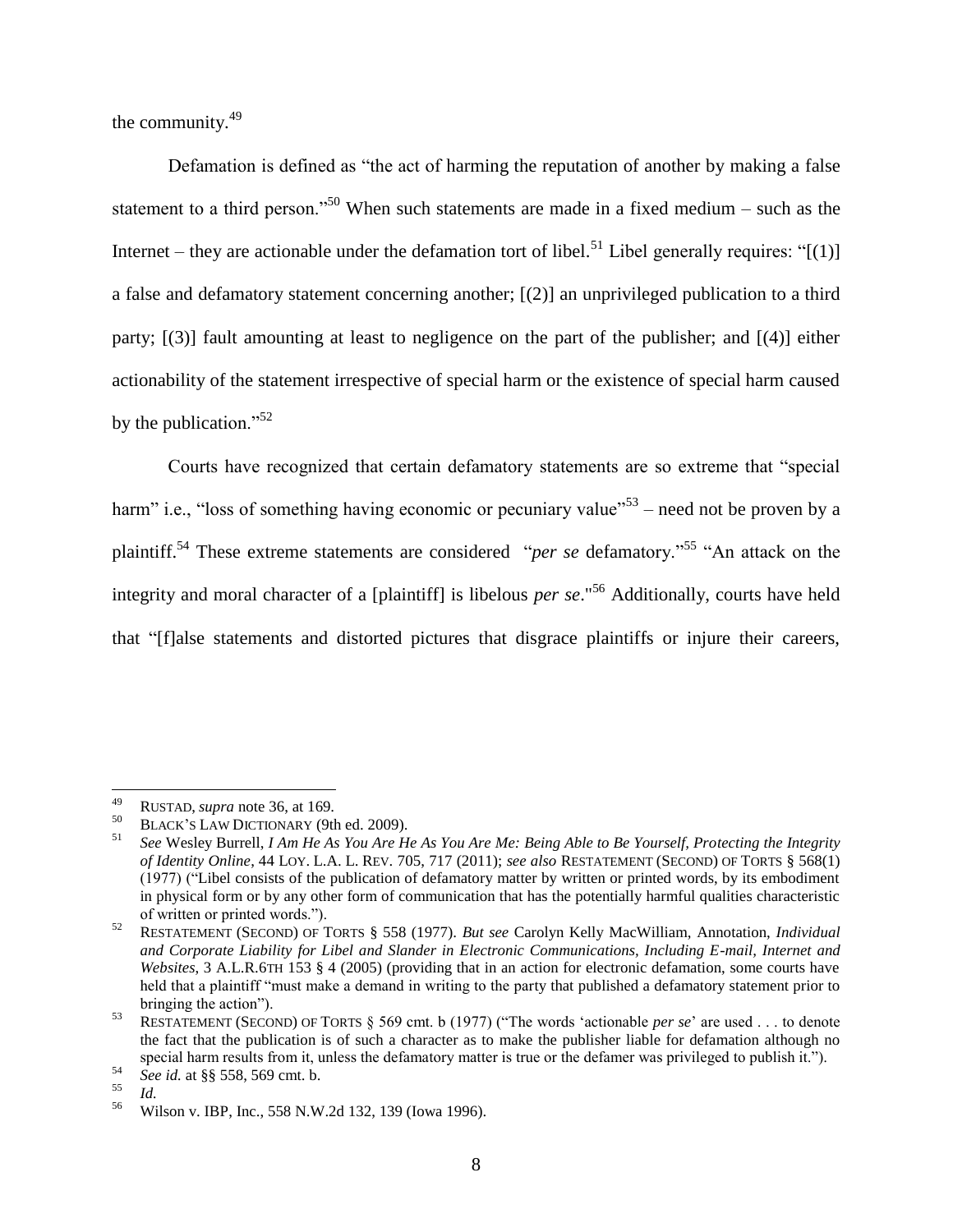the community.[49]

Defamation is defined as "the act of harming the reputation of another by making a false statement to a third person."[50] When such statements are made in a fixed medium – such as the Internet – they are actionable under the defamation tort of libel.[51] Libel generally requires: "[(1)] a false and defamatory statement concerning another; [(2)] an unprivileged publication to a third party; [(3)] fault amounting at least to negligence on the part of the publisher; and [(4)] either actionability of the statement irrespective of special harm or the existence of special harm caused by the publication."[52]

Courts have recognized that certain defamatory statements are so extreme that "special harm" i.e., "loss of something having economic or pecuniary value"[53] – need not be proven by a plaintiff.[54] These extreme statements are considered "*per se* defamatory."[55] "An attack on the integrity and moral character of a [plaintiff] is libelous *per se*."[56] Additionally, courts have held that "[f]alse statements and distorted pictures that disgrace plaintiffs or injure their careers,

---

[49] RUSTAD, *supra* note 36, at 169.

[50] BLACK'S LAW DICTIONARY (9th ed. 2009).

[51] *See* Wesley Burrell, *I Am He As You Are He As You Are Me: Being Able to Be Yourself, Protecting the Integrity of Identity Online*, 44 LOY. L.A. L. REV. 705, 717 (2011); *see also* RESTATEMENT (SECOND) OF TORTS § 568(1) (1977) ("Libel consists of the publication of defamatory matter by written or printed words, by its embodiment in physical form or by any other form of communication that has the potentially harmful qualities characteristic of written or printed words.").

[52] RESTATEMENT (SECOND) OF TORTS § 558 (1977). *But see* Carolyn Kelly MacWilliam, Annotation, *Individual and Corporate Liability for Libel and Slander in Electronic Communications, Including E-mail, Internet and Websites*, 3 A.L.R.6TH 153 § 4 (2005) (providing that in an action for electronic defamation, some courts have held that a plaintiff "must make a demand in writing to the party that published a defamatory statement prior to bringing the action").

[53] RESTATEMENT (SECOND) OF TORTS § 569 cmt. b (1977) ("The words 'actionable *per se*' are used . . . to denote the fact that the publication is of such a character as to make the publisher liable for defamation although no special harm results from it, unless the defamatory matter is true or the defamer was privileged to publish it.").

[54] *See id.* at §§ 558, 569 cmt. b.

[55] *Id.*

[56] Wilson v. IBP, Inc., 558 N.W.2d 132, 139 (Iowa 1996).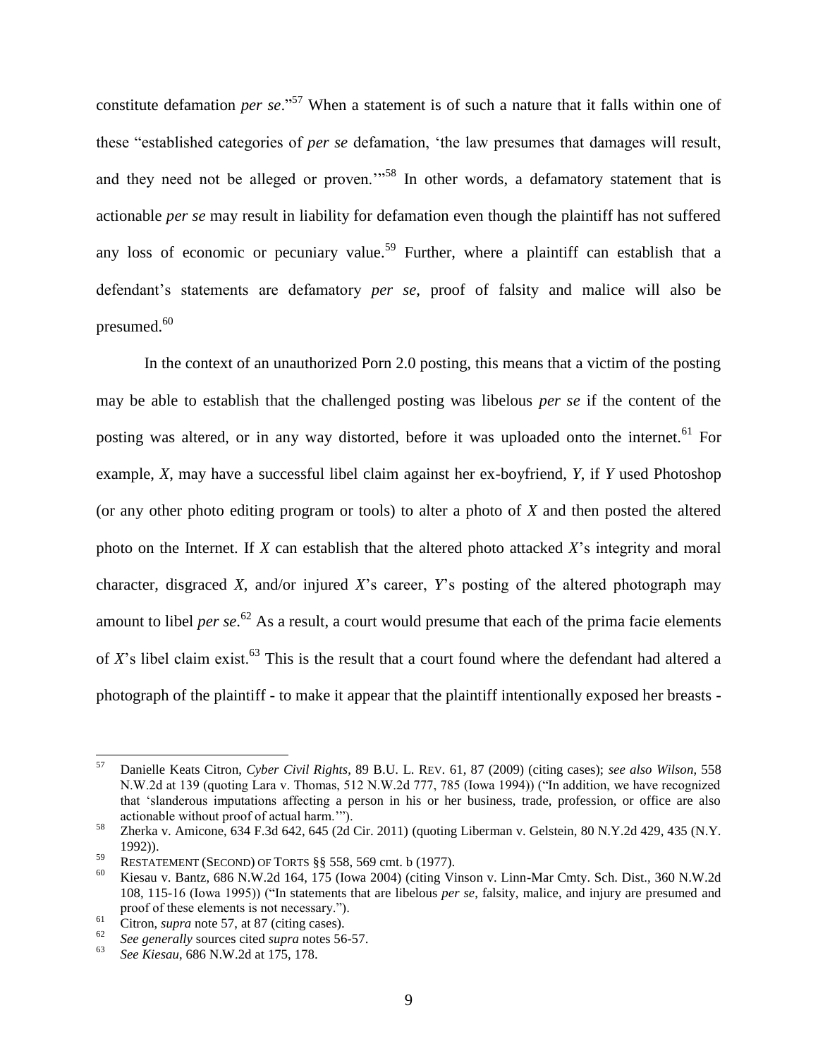constitute defamation *per se*."[57] When a statement is of such a nature that it falls within one of these "established categories of *per se* defamation, 'the law presumes that damages will result, and they need not be alleged or proven.'"[58] In other words, a defamatory statement that is actionable *per se* may result in liability for defamation even though the plaintiff has not suffered any loss of economic or pecuniary value.[59] Further, where a plaintiff can establish that a defendant's statements are defamatory *per se*, proof of falsity and malice will also be presumed.[60]

In the context of an unauthorized Porn 2.0 posting, this means that a victim of the posting may be able to establish that the challenged posting was libelous *per se* if the content of the posting was altered, or in any way distorted, before it was uploaded onto the internet.[61] For example, *X*, may have a successful libel claim against her ex-boyfriend, *Y*, if *Y* used Photoshop (or any other photo editing program or tools) to alter a photo of *X* and then posted the altered photo on the Internet. If *X* can establish that the altered photo attacked *X*'s integrity and moral character, disgraced *X*, and/or injured *X*'s career, *Y*'s posting of the altered photograph may amount to libel *per se*.[62] As a result, a court would presume that each of the prima facie elements of *X*'s libel claim exist.[63] This is the result that a court found where the defendant had altered a photograph of the plaintiff - to make it appear that the plaintiff intentionally exposed her breasts -

---

[57] Danielle Keats Citron, *Cyber Civil Rights*, 89 B.U. L. REV. 61, 87 (2009) (citing cases); *see also Wilson*, 558 N.W.2d at 139 (quoting Lara v. Thomas, 512 N.W.2d 777, 785 (Iowa 1994)) ("In addition, we have recognized that 'slanderous imputations affecting a person in his or her business, trade, profession, or office are also actionable without proof of actual harm.'").

[58] Zherka v. Amicone, 634 F.3d 642, 645 (2d Cir. 2011) (quoting Liberman v. Gelstein, 80 N.Y.2d 429, 435 (N.Y. 1992)).

[59] RESTATEMENT (SECOND) OF TORTS §§ 558, 569 cmt. b (1977).

[60] Kiesau v. Bantz, 686 N.W.2d 164, 175 (Iowa 2004) (citing Vinson v. Linn-Mar Cmty. Sch. Dist., 360 N.W.2d 108, 115-16 (Iowa 1995)) ("In statements that are libelous *per se*, falsity, malice, and injury are presumed and proof of these elements is not necessary.").

[61] Citron, *supra* note 57, at 87 (citing cases).

[62] *See generally* sources cited *supra* notes 56-57.

[63] *See Kiesau*, 686 N.W.2d at 175, 178.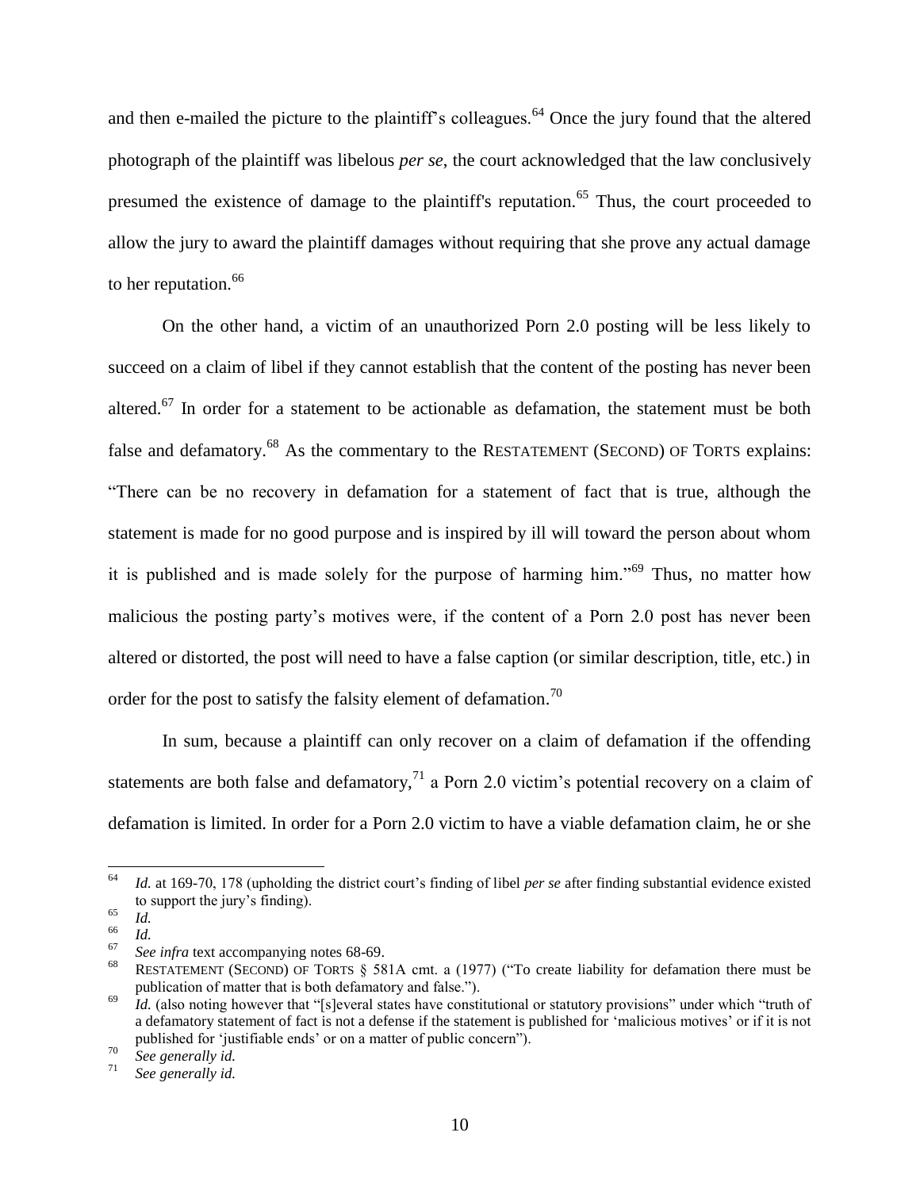and then e-mailed the picture to the plaintiff's colleagues.[64] Once the jury found that the altered photograph of the plaintiff was libelous *per se*, the court acknowledged that the law conclusively presumed the existence of damage to the plaintiff's reputation.[65] Thus, the court proceeded to allow the jury to award the plaintiff damages without requiring that she prove any actual damage to her reputation.[66]

On the other hand, a victim of an unauthorized Porn 2.0 posting will be less likely to succeed on a claim of libel if they cannot establish that the content of the posting has never been altered.[67] In order for a statement to be actionable as defamation, the statement must be both false and defamatory.[68] As the commentary to the RESTATEMENT (SECOND) OF TORTS explains: "There can be no recovery in defamation for a statement of fact that is true, although the statement is made for no good purpose and is inspired by ill will toward the person about whom it is published and is made solely for the purpose of harming him."[69] Thus, no matter how malicious the posting party's motives were, if the content of a Porn 2.0 post has never been altered or distorted, the post will need to have a false caption (or similar description, title, etc.) in order for the post to satisfy the falsity element of defamation.[70]

In sum, because a plaintiff can only recover on a claim of defamation if the offending statements are both false and defamatory,[71] a Porn 2.0 victim's potential recovery on a claim of defamation is limited. In order for a Porn 2.0 victim to have a viable defamation claim, he or she

---

[64] *Id.* at 169-70, 178 (upholding the district court's finding of libel *per se* after finding substantial evidence existed to support the jury's finding).

[65] *Id.*

[66] *Id.*

[67] *See infra* text accompanying notes 68-69.

[68] RESTATEMENT (SECOND) OF TORTS § 581A cmt. a (1977) ("To create liability for defamation there must be publication of matter that is both defamatory and false.").

[69] *Id.* (also noting however that "[s]everal states have constitutional or statutory provisions" under which "truth of a defamatory statement of fact is not a defense if the statement is published for 'malicious motives' or if it is not published for 'justifiable ends' or on a matter of public concern").

[70] *See generally id.*

[71] *See generally id.*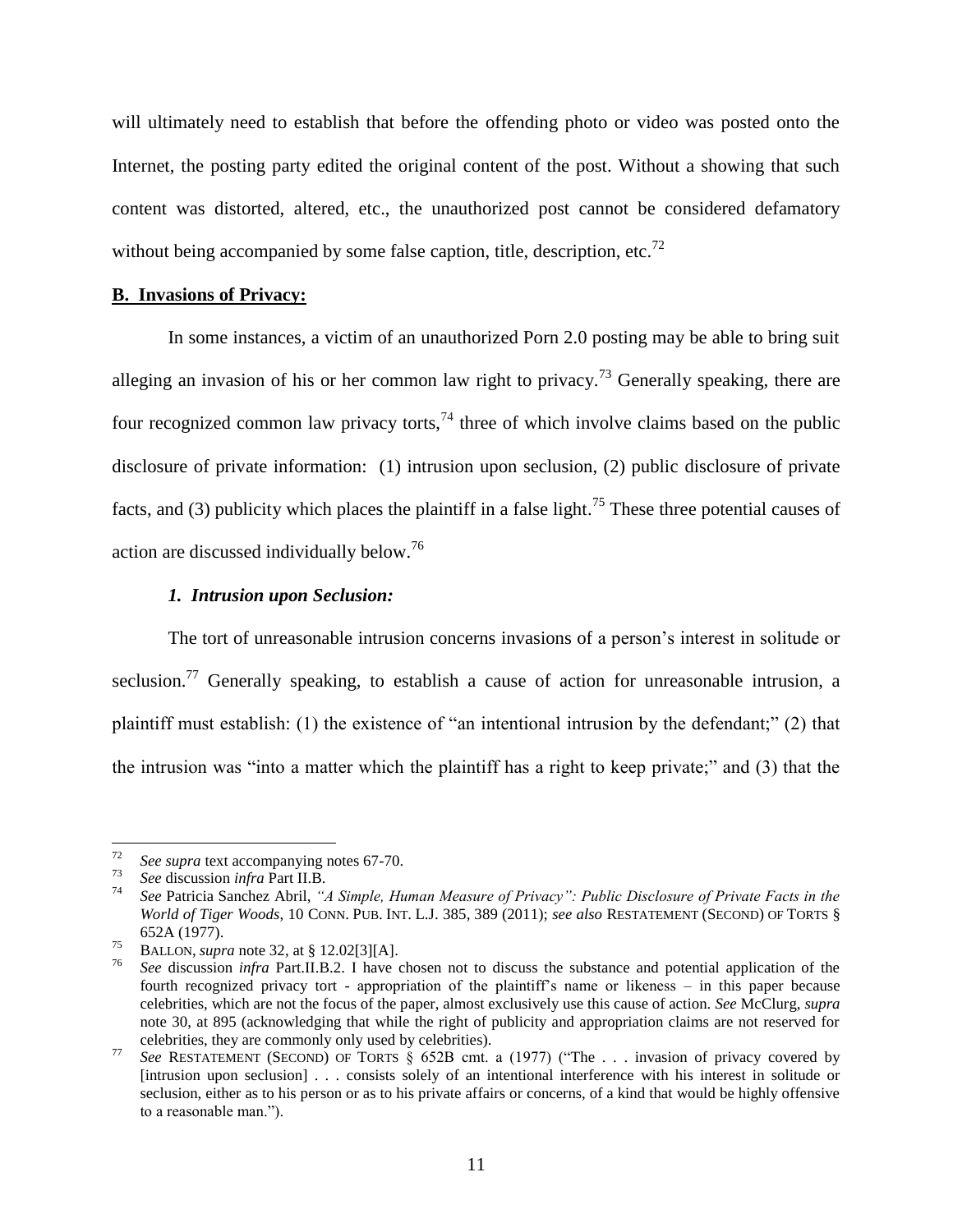will ultimately need to establish that before the offending photo or video was posted onto the Internet, the posting party edited the original content of the post. Without a showing that such content was distorted, altered, etc., the unauthorized post cannot be considered defamatory without being accompanied by some false caption, title, description, etc.[72]

**B. Invasions of Privacy:**

In some instances, a victim of an unauthorized Porn 2.0 posting may be able to bring suit alleging an invasion of his or her common law right to privacy.[73] Generally speaking, there are four recognized common law privacy torts,[74] three of which involve claims based on the public disclosure of private information: (1) intrusion upon seclusion, (2) public disclosure of private facts, and (3) publicity which places the plaintiff in a false light.[75] These three potential causes of action are discussed individually below.[76]

***1. Intrusion upon Seclusion:***

The tort of unreasonable intrusion concerns invasions of a person's interest in solitude or seclusion.[77] Generally speaking, to establish a cause of action for unreasonable intrusion, a plaintiff must establish: (1) the existence of "an intentional intrusion by the defendant;" (2) that the intrusion was "into a matter which the plaintiff has a right to keep private;" and (3) that the

---

[72] *See supra* text accompanying notes 67-70.

[73] *See* discussion *infra* Part II.B.

[74] *See* Patricia Sanchez Abril, *"A Simple, Human Measure of Privacy": Public Disclosure of Private Facts in the World of Tiger Woods*, 10 CONN. PUB. INT. L.J. 385, 389 (2011); *see also* RESTATEMENT (SECOND) OF TORTS § 652A (1977).

[75] BALLON, *supra* note 32, at § 12.02[3][A].

[76] *See* discussion *infra* Part.II.B.2. I have chosen not to discuss the substance and potential application of the fourth recognized privacy tort - appropriation of the plaintiff's name or likeness – in this paper because celebrities, which are not the focus of the paper, almost exclusively use this cause of action. *See* McClurg, *supra* note 30, at 895 (acknowledging that while the right of publicity and appropriation claims are not reserved for celebrities, they are commonly only used by celebrities).

[77] *See* RESTATEMENT (SECOND) OF TORTS § 652B cmt. a (1977) ("The . . . invasion of privacy covered by [intrusion upon seclusion] . . . consists solely of an intentional interference with his interest in solitude or seclusion, either as to his person or as to his private affairs or concerns, of a kind that would be highly offensive to a reasonable man.").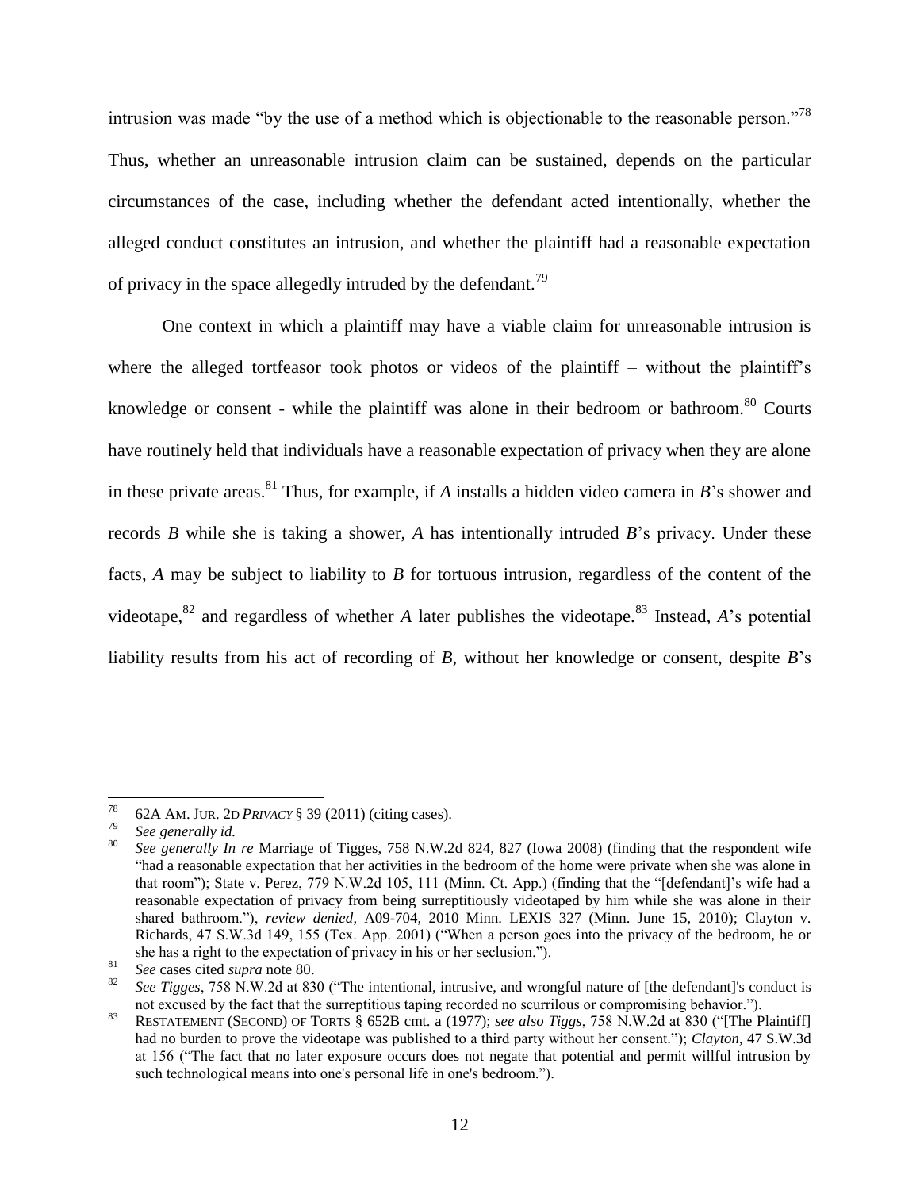intrusion was made "by the use of a method which is objectionable to the reasonable person."[78] Thus, whether an unreasonable intrusion claim can be sustained, depends on the particular circumstances of the case, including whether the defendant acted intentionally, whether the alleged conduct constitutes an intrusion, and whether the plaintiff had a reasonable expectation of privacy in the space allegedly intruded by the defendant.[79]

One context in which a plaintiff may have a viable claim for unreasonable intrusion is where the alleged tortfeasor took photos or videos of the plaintiff – without the plaintiff's knowledge or consent - while the plaintiff was alone in their bedroom or bathroom.[80] Courts have routinely held that individuals have a reasonable expectation of privacy when they are alone in these private areas.[81] Thus, for example, if *A* installs a hidden video camera in *B*'s shower and records *B* while she is taking a shower, *A* has intentionally intruded *B*'s privacy. Under these facts, *A* may be subject to liability to *B* for tortuous intrusion, regardless of the content of the videotape,[82] and regardless of whether *A* later publishes the videotape.[83] Instead, *A*'s potential liability results from his act of recording of *B*, without her knowledge or consent, despite *B*'s

---

[78] 62A AM. JUR. 2D *PRIVACY* § 39 (2011) (citing cases).

[79] *See generally id.*

[80] *See generally In re* Marriage of Tigges, 758 N.W.2d 824, 827 (Iowa 2008) (finding that the respondent wife "had a reasonable expectation that her activities in the bedroom of the home were private when she was alone in that room"); State v. Perez, 779 N.W.2d 105, 111 (Minn. Ct. App.) (finding that the "[defendant]'s wife had a reasonable expectation of privacy from being surreptitiously videotaped by him while she was alone in their shared bathroom."), *review denied*, A09-704, 2010 Minn. LEXIS 327 (Minn. June 15, 2010); Clayton v. Richards, 47 S.W.3d 149, 155 (Tex. App. 2001) ("When a person goes into the privacy of the bedroom, he or she has a right to the expectation of privacy in his or her seclusion.").

[81] *See* cases cited *supra* note 80.

[82] *See Tigges*, 758 N.W.2d at 830 ("The intentional, intrusive, and wrongful nature of [the defendant]'s conduct is not excused by the fact that the surreptitious taping recorded no scurrilous or compromising behavior.").

[83] RESTATEMENT (SECOND) OF TORTS § 652B cmt. a (1977); *see also Tiggs*, 758 N.W.2d at 830 ("[The Plaintiff] had no burden to prove the videotape was published to a third party without her consent."); *Clayton*, 47 S.W.3d at 156 ("The fact that no later exposure occurs does not negate that potential and permit willful intrusion by such technological means into one's personal life in one's bedroom.").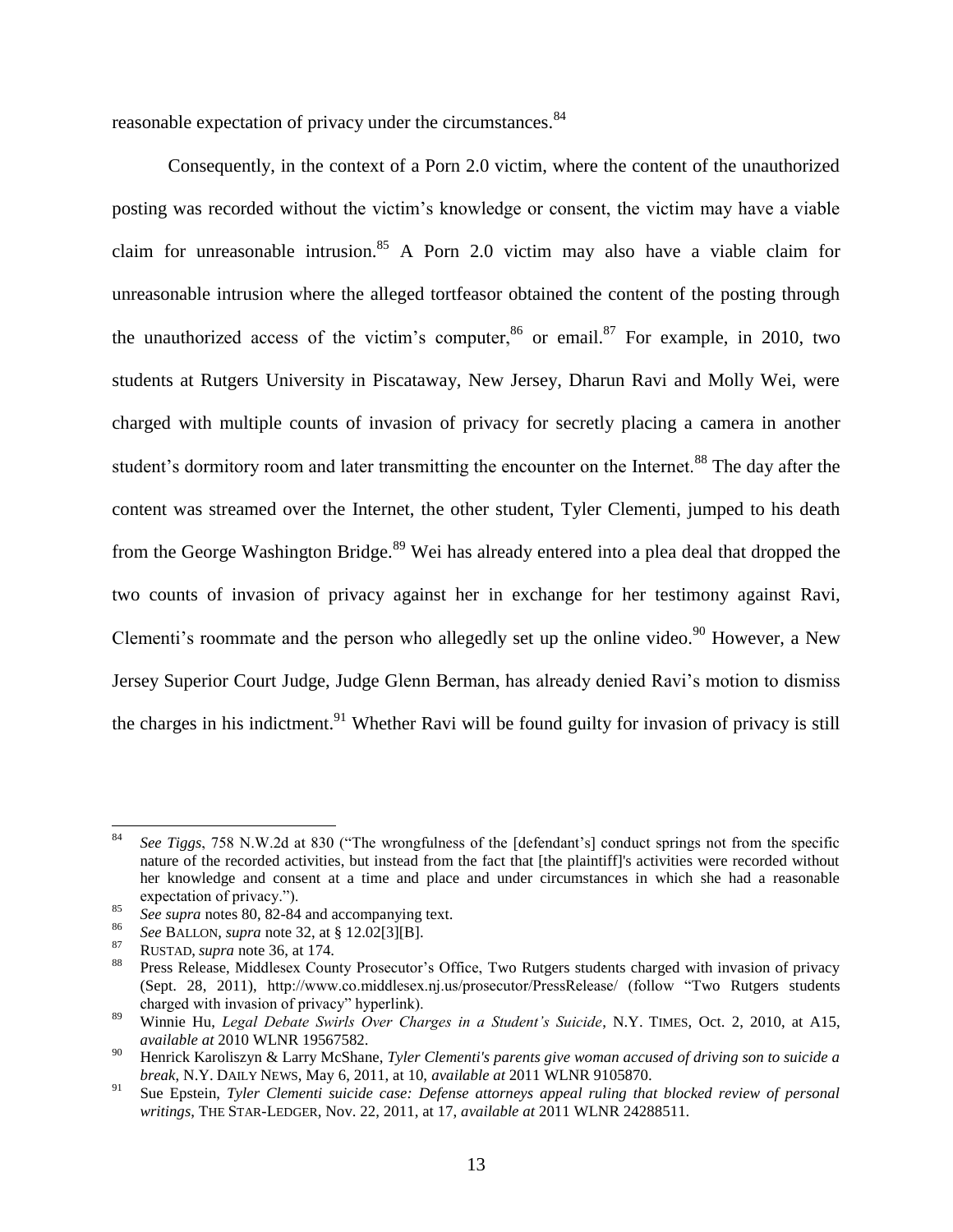reasonable expectation of privacy under the circumstances.[84]

Consequently, in the context of a Porn 2.0 victim, where the content of the unauthorized posting was recorded without the victim's knowledge or consent, the victim may have a viable claim for unreasonable intrusion.[85] A Porn 2.0 victim may also have a viable claim for unreasonable intrusion where the alleged tortfeasor obtained the content of the posting through the unauthorized access of the victim's computer,[86] or email.[87] For example, in 2010, two students at Rutgers University in Piscataway, New Jersey, Dharun Ravi and Molly Wei, were charged with multiple counts of invasion of privacy for secretly placing a camera in another student's dormitory room and later transmitting the encounter on the Internet.[88] The day after the content was streamed over the Internet, the other student, Tyler Clementi, jumped to his death from the George Washington Bridge.[89] Wei has already entered into a plea deal that dropped the two counts of invasion of privacy against her in exchange for her testimony against Ravi, Clementi's roommate and the person who allegedly set up the online video.[90] However, a New Jersey Superior Court Judge, Judge Glenn Berman, has already denied Ravi's motion to dismiss the charges in his indictment.[91] Whether Ravi will be found guilty for invasion of privacy is still

---

[84] *See Tiggs*, 758 N.W.2d at 830 ("The wrongfulness of the [defendant's] conduct springs not from the specific nature of the recorded activities, but instead from the fact that [the plaintiff]'s activities were recorded without her knowledge and consent at a time and place and under circumstances in which she had a reasonable expectation of privacy.").

[85] *See supra* notes 80, 82-84 and accompanying text.

[86] *See* BALLON, *supra* note 32, at § 12.02[3][B].

[87] RUSTAD, *supra* note 36, at 174.

[88] Press Release, Middlesex County Prosecutor's Office, Two Rutgers students charged with invasion of privacy (Sept. 28, 2011), http://www.co.middlesex.nj.us/prosecutor/PressRelease/ (follow "Two Rutgers students charged with invasion of privacy" hyperlink).

[89] Winnie Hu, *Legal Debate Swirls Over Charges in a Student's Suicide*, N.Y. TIMES, Oct. 2, 2010, at A15, *available at* 2010 WLNR 19567582.

[90] Henrick Karoliszyn & Larry McShane, *Tyler Clementi's parents give woman accused of driving son to suicide a break*, N.Y. DAILY NEWS, May 6, 2011, at 10, *available at* 2011 WLNR 9105870.

[91] Sue Epstein, *Tyler Clementi suicide case: Defense attorneys appeal ruling that blocked review of personal writings*, THE STAR-LEDGER, Nov. 22, 2011, at 17, *available at* 2011 WLNR 24288511.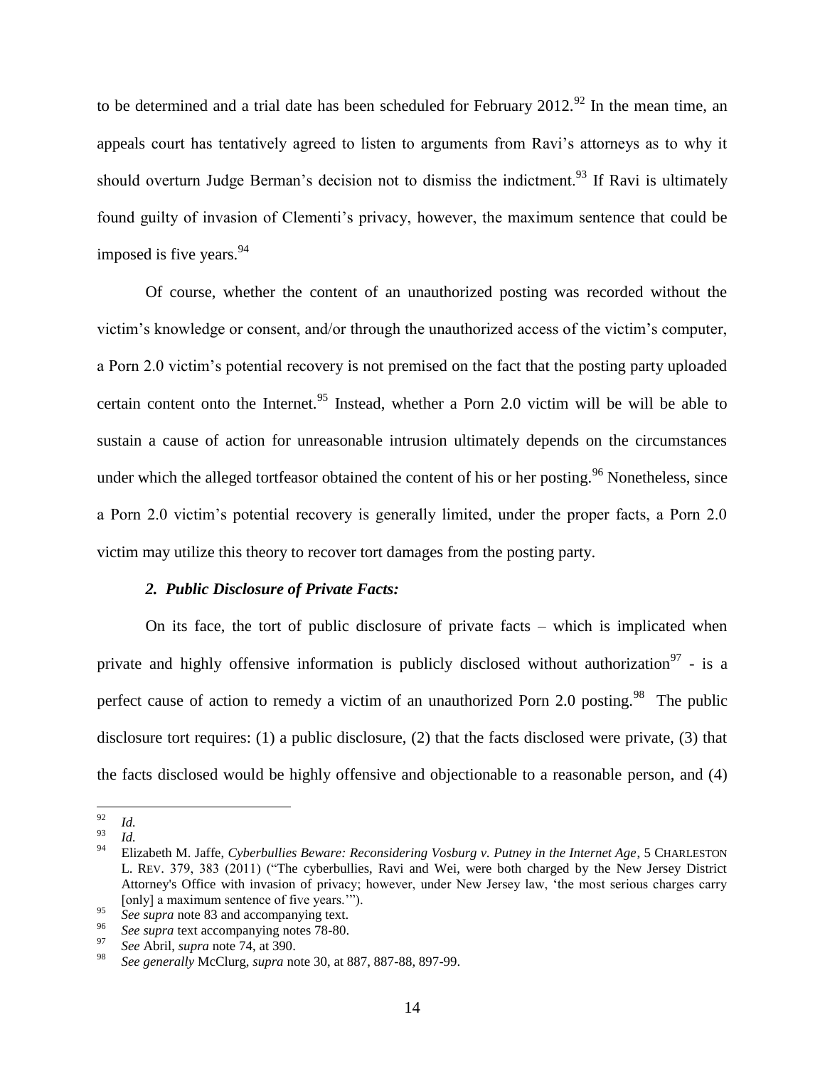to be determined and a trial date has been scheduled for February 2012.[92] In the mean time, an appeals court has tentatively agreed to listen to arguments from Ravi's attorneys as to why it should overturn Judge Berman's decision not to dismiss the indictment.[93] If Ravi is ultimately found guilty of invasion of Clementi's privacy, however, the maximum sentence that could be imposed is five years.[94]

Of course, whether the content of an unauthorized posting was recorded without the victim's knowledge or consent, and/or through the unauthorized access of the victim's computer, a Porn 2.0 victim's potential recovery is not premised on the fact that the posting party uploaded certain content onto the Internet.[95] Instead, whether a Porn 2.0 victim will be will be able to sustain a cause of action for unreasonable intrusion ultimately depends on the circumstances under which the alleged tortfeasor obtained the content of his or her posting.[96] Nonetheless, since a Porn 2.0 victim's potential recovery is generally limited, under the proper facts, a Porn 2.0 victim may utilize this theory to recover tort damages from the posting party.

### *2. Public Disclosure of Private Facts:*

On its face, the tort of public disclosure of private facts – which is implicated when private and highly offensive information is publicly disclosed without authorization[97] - is a perfect cause of action to remedy a victim of an unauthorized Porn 2.0 posting.[98] The public disclosure tort requires: (1) a public disclosure, (2) that the facts disclosed were private, (3) that the facts disclosed would be highly offensive and objectionable to a reasonable person, and (4)

---

[92] *Id.*

[93] *Id.*

[94] Elizabeth M. Jaffe, *Cyberbullies Beware: Reconsidering Vosburg v. Putney in the Internet Age*, 5 CHARLESTON L. REV. 379, 383 (2011) ("The cyberbullies, Ravi and Wei, were both charged by the New Jersey District Attorney's Office with invasion of privacy; however, under New Jersey law, 'the most serious charges carry [only] a maximum sentence of five years.'").

[95] *See supra* note 83 and accompanying text.

[96] *See supra* text accompanying notes 78-80.

[97] *See* Abril, *supra* note 74, at 390.

[98] *See generally* McClurg, *supra* note 30, at 887, 887-88, 897-99.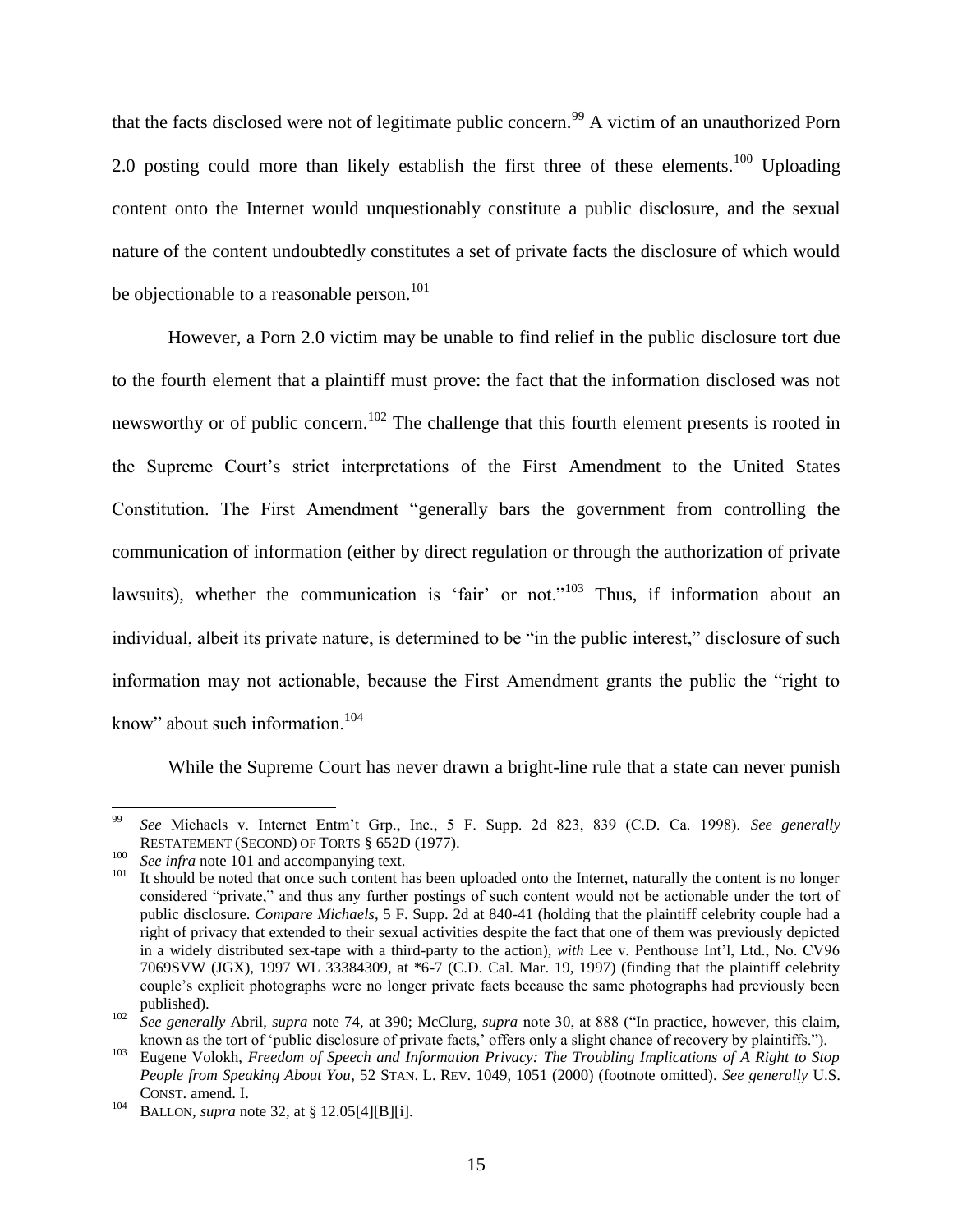that the facts disclosed were not of legitimate public concern.[99] A victim of an unauthorized Porn 2.0 posting could more than likely establish the first three of these elements.[100] Uploading content onto the Internet would unquestionably constitute a public disclosure, and the sexual nature of the content undoubtedly constitutes a set of private facts the disclosure of which would be objectionable to a reasonable person.[101]

However, a Porn 2.0 victim may be unable to find relief in the public disclosure tort due to the fourth element that a plaintiff must prove: the fact that the information disclosed was not newsworthy or of public concern.[102] The challenge that this fourth element presents is rooted in the Supreme Court's strict interpretations of the First Amendment to the United States Constitution. The First Amendment "generally bars the government from controlling the communication of information (either by direct regulation or through the authorization of private lawsuits), whether the communication is 'fair' or not."[103] Thus, if information about an individual, albeit its private nature, is determined to be "in the public interest," disclosure of such information may not actionable, because the First Amendment grants the public the "right to know" about such information.[104]

While the Supreme Court has never drawn a bright-line rule that a state can never punish

---

[99] *See* Michaels v. Internet Entm't Grp., Inc., 5 F. Supp. 2d 823, 839 (C.D. Ca. 1998). *See generally* RESTATEMENT (SECOND) OF TORTS § 652D (1977).

[100] *See infra* note 101 and accompanying text.

[101] It should be noted that once such content has been uploaded onto the Internet, naturally the content is no longer considered "private," and thus any further postings of such content would not be actionable under the tort of public disclosure. *Compare Michaels*, 5 F. Supp. 2d at 840-41 (holding that the plaintiff celebrity couple had a right of privacy that extended to their sexual activities despite the fact that one of them was previously depicted in a widely distributed sex-tape with a third-party to the action), *with* Lee v. Penthouse Int'l, Ltd., No. CV96 7069SVW (JGX), 1997 WL 33384309, at *6-7 (C.D. Cal. Mar. 19, 1997) (finding that the plaintiff celebrity couple's explicit photographs were no longer private facts because the same photographs had previously been published).

[102] *See generally* Abril, *supra* note 74, at 390; McClurg, *supra* note 30, at 888 ("In practice, however, this claim, known as the tort of 'public disclosure of private facts,' offers only a slight chance of recovery by plaintiffs.").

[103] Eugene Volokh, *Freedom of Speech and Information Privacy: The Troubling Implications of A Right to Stop People from Speaking About You*, 52 STAN. L. REV. 1049, 1051 (2000) (footnote omitted). *See generally* U.S. CONST. amend. I.

[104] BALLON, *supra* note 32, at § 12.05[4][B][i].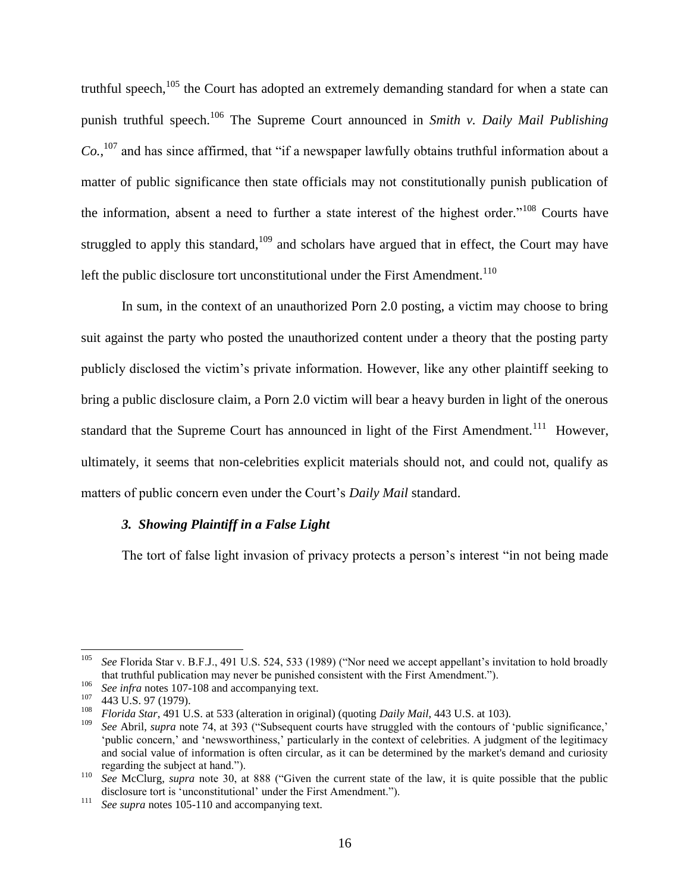truthful speech,[105] the Court has adopted an extremely demanding standard for when a state can punish truthful speech.[106] The Supreme Court announced in *Smith v. Daily Mail Publishing Co.*,[107] and has since affirmed, that "if a newspaper lawfully obtains truthful information about a matter of public significance then state officials may not constitutionally punish publication of the information, absent a need to further a state interest of the highest order."[108] Courts have struggled to apply this standard,[109] and scholars have argued that in effect, the Court may have left the public disclosure tort unconstitutional under the First Amendment.[110]

In sum, in the context of an unauthorized Porn 2.0 posting, a victim may choose to bring suit against the party who posted the unauthorized content under a theory that the posting party publicly disclosed the victim's private information. However, like any other plaintiff seeking to bring a public disclosure claim, a Porn 2.0 victim will bear a heavy burden in light of the onerous standard that the Supreme Court has announced in light of the First Amendment.[111] However, ultimately, it seems that non-celebrities explicit materials should not, and could not, qualify as matters of public concern even under the Court's *Daily Mail* standard.

#### *3. Showing Plaintiff in a False Light*

The tort of false light invasion of privacy protects a person's interest "in not being made

---

[105] *See* Florida Star v. B.F.J., 491 U.S. 524, 533 (1989) ("Nor need we accept appellant's invitation to hold broadly that truthful publication may never be punished consistent with the First Amendment.").

[106] *See infra* notes 107-108 and accompanying text.

[107] 443 U.S. 97 (1979).

[108] *Florida Star*, 491 U.S. at 533 (alteration in original) (quoting *Daily Mail*, 443 U.S. at 103).

[109] *See* Abril, *supra* note 74, at 393 ("Subsequent courts have struggled with the contours of 'public significance,' 'public concern,' and 'newsworthiness,' particularly in the context of celebrities. A judgment of the legitimacy and social value of information is often circular, as it can be determined by the market's demand and curiosity regarding the subject at hand.").

[110] *See* McClurg, *supra* note 30, at 888 ("Given the current state of the law, it is quite possible that the public disclosure tort is 'unconstitutional' under the First Amendment.").

[111] *See supra* notes 105-110 and accompanying text.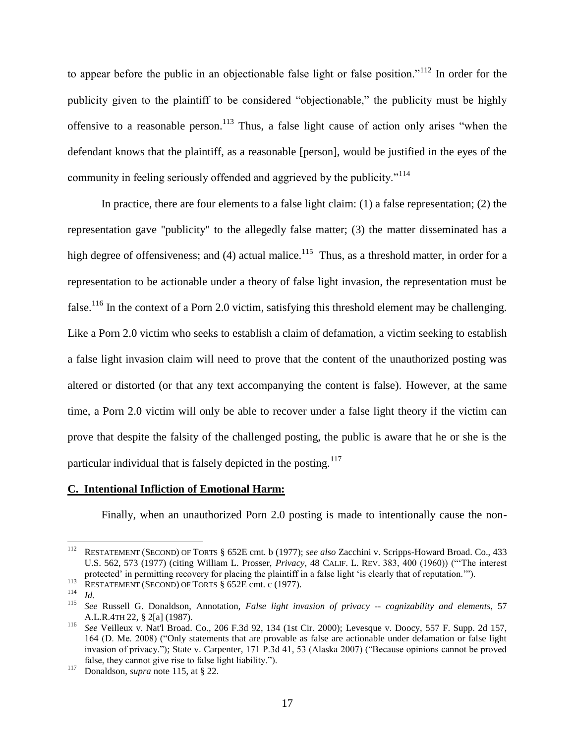to appear before the public in an objectionable false light or false position."[112] In order for the publicity given to the plaintiff to be considered "objectionable," the publicity must be highly offensive to a reasonable person.[113] Thus, a false light cause of action only arises "when the defendant knows that the plaintiff, as a reasonable [person], would be justified in the eyes of the community in feeling seriously offended and aggrieved by the publicity."[114]

In practice, there are four elements to a false light claim: (1) a false representation; (2) the representation gave "publicity" to the allegedly false matter; (3) the matter disseminated has a high degree of offensiveness; and (4) actual malice.[115] Thus, as a threshold matter, in order for a representation to be actionable under a theory of false light invasion, the representation must be false.[116] In the context of a Porn 2.0 victim, satisfying this threshold element may be challenging. Like a Porn 2.0 victim who seeks to establish a claim of defamation, a victim seeking to establish a false light invasion claim will need to prove that the content of the unauthorized posting was altered or distorted (or that any text accompanying the content is false). However, at the same time, a Porn 2.0 victim will only be able to recover under a false light theory if the victim can prove that despite the falsity of the challenged posting, the public is aware that he or she is the particular individual that is falsely depicted in the posting.[117]

**C. Intentional Infliction of Emotional Harm:**

Finally, when an unauthorized Porn 2.0 posting is made to intentionally cause the non-

---

[112] RESTATEMENT (SECOND) OF TORTS § 652E cmt. b (1977); *see also* Zacchini v. Scripps-Howard Broad. Co., 433 U.S. 562, 573 (1977) (citing William L. Prosser, *Privacy*, 48 CALIF. L. REV. 383, 400 (1960)) ("'The interest protected' in permitting recovery for placing the plaintiff in a false light 'is clearly that of reputation.'").

[113] RESTATEMENT (SECOND) OF TORTS § 652E cmt. c (1977).

[114] *Id.*

[115] *See* Russell G. Donaldson, Annotation, *False light invasion of privacy -- cognizability and elements*, 57 A.L.R.4TH 22, § 2[a] (1987).

[116] *See* Veilleux v. Nat'l Broad. Co., 206 F.3d 92, 134 (1st Cir. 2000); Levesque v. Doocy, 557 F. Supp. 2d 157, 164 (D. Me. 2008) ("Only statements that are provable as false are actionable under defamation or false light invasion of privacy."); State v. Carpenter, 171 P.3d 41, 53 (Alaska 2007) ("Because opinions cannot be proved false, they cannot give rise to false light liability.").

[117] Donaldson, *supra* note 115, at § 22.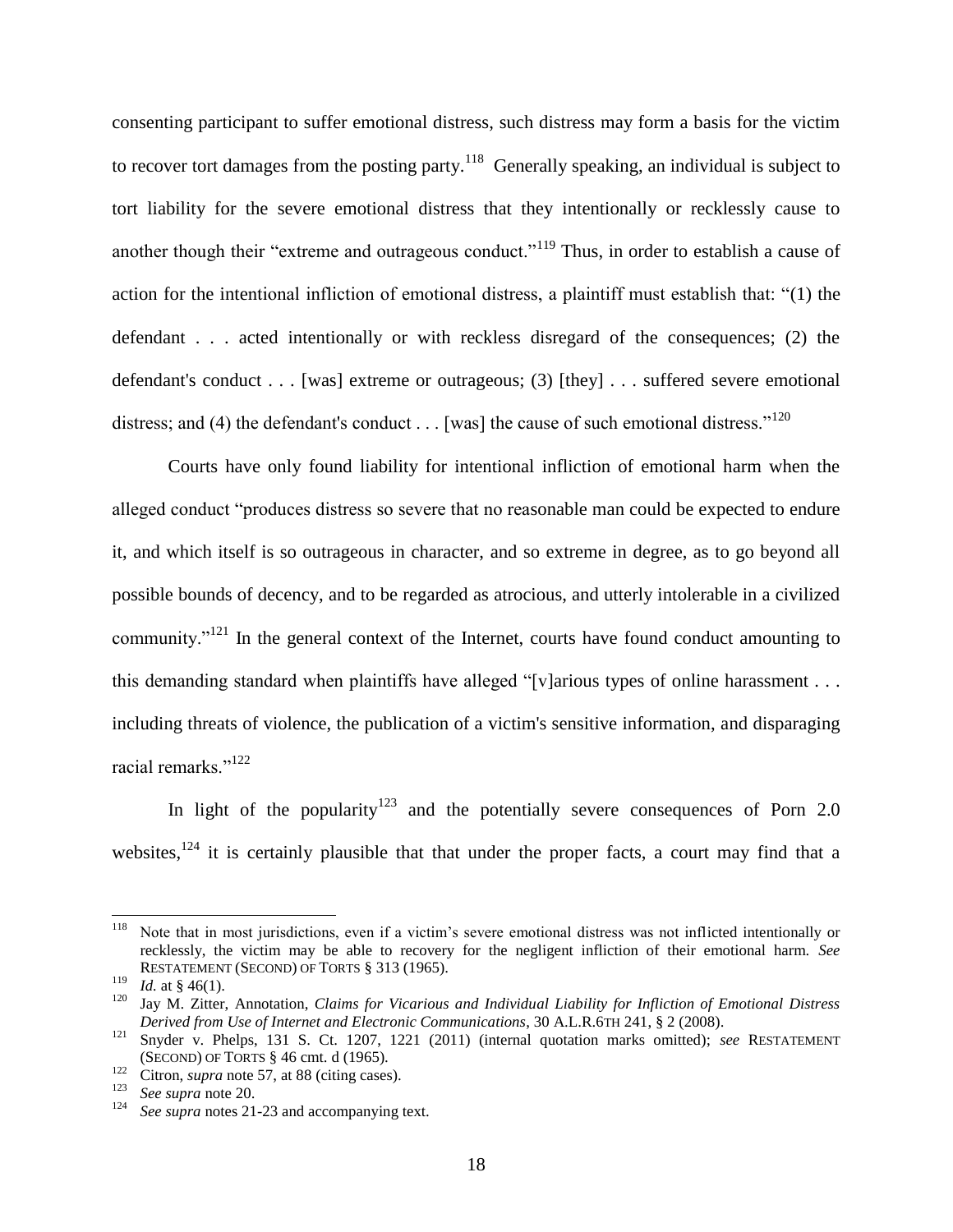consenting participant to suffer emotional distress, such distress may form a basis for the victim to recover tort damages from the posting party.[118] Generally speaking, an individual is subject to tort liability for the severe emotional distress that they intentionally or recklessly cause to another though their "extreme and outrageous conduct."[119] Thus, in order to establish a cause of action for the intentional infliction of emotional distress, a plaintiff must establish that: "(1) the defendant . . . acted intentionally or with reckless disregard of the consequences; (2) the defendant's conduct . . . [was] extreme or outrageous; (3) [they] . . . suffered severe emotional distress; and (4) the defendant's conduct . . . [was] the cause of such emotional distress."[120]

Courts have only found liability for intentional infliction of emotional harm when the alleged conduct "produces distress so severe that no reasonable man could be expected to endure it, and which itself is so outrageous in character, and so extreme in degree, as to go beyond all possible bounds of decency, and to be regarded as atrocious, and utterly intolerable in a civilized community."[121] In the general context of the Internet, courts have found conduct amounting to this demanding standard when plaintiffs have alleged "[v]arious types of online harassment . . . including threats of violence, the publication of a victim's sensitive information, and disparaging racial remarks."[122]

In light of the popularity[123] and the potentially severe consequences of Porn 2.0 websites,[124] it is certainly plausible that that under the proper facts, a court may find that a

---

[118] Note that in most jurisdictions, even if a victim's severe emotional distress was not inflicted intentionally or recklessly, the victim may be able to recovery for the negligent infliction of their emotional harm. *See* RESTATEMENT (SECOND) OF TORTS § 313 (1965).

[119] *Id.* at § 46(1).

[120] Jay M. Zitter, Annotation, *Claims for Vicarious and Individual Liability for Infliction of Emotional Distress Derived from Use of Internet and Electronic Communications*, 30 A.L.R.6TH 241, § 2 (2008).

[121] Snyder v. Phelps, 131 S. Ct. 1207, 1221 (2011) (internal quotation marks omitted); *see* RESTATEMENT (SECOND) OF TORTS § 46 cmt. d (1965).

[122] Citron, *supra* note 57, at 88 (citing cases).

[123] *See supra* note 20.

[124] *See supra* notes 21-23 and accompanying text.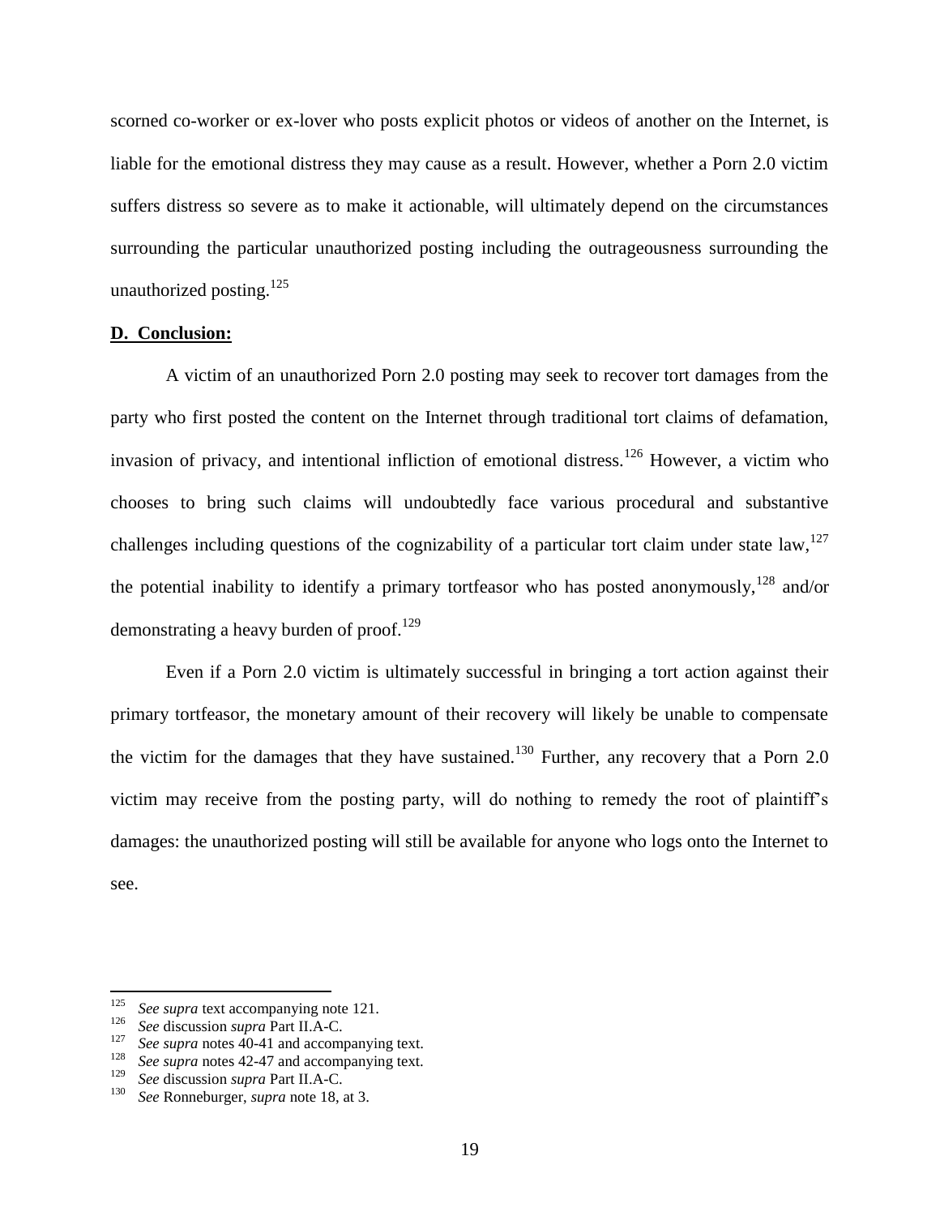scorned co-worker or ex-lover who posts explicit photos or videos of another on the Internet, is liable for the emotional distress they may cause as a result. However, whether a Porn 2.0 victim suffers distress so severe as to make it actionable, will ultimately depend on the circumstances surrounding the particular unauthorized posting including the outrageousness surrounding the unauthorized posting.[125]

### D. Conclusion:

A victim of an unauthorized Porn 2.0 posting may seek to recover tort damages from the party who first posted the content on the Internet through traditional tort claims of defamation, invasion of privacy, and intentional infliction of emotional distress.[126] However, a victim who chooses to bring such claims will undoubtedly face various procedural and substantive challenges including questions of the cognizability of a particular tort claim under state law,[127] the potential inability to identify a primary tortfeasor who has posted anonymously,[128] and/or demonstrating a heavy burden of proof.[129]

Even if a Porn 2.0 victim is ultimately successful in bringing a tort action against their primary tortfeasor, the monetary amount of their recovery will likely be unable to compensate the victim for the damages that they have sustained.[130] Further, any recovery that a Porn 2.0 victim may receive from the posting party, will do nothing to remedy the root of plaintiff's damages: the unauthorized posting will still be available for anyone who logs onto the Internet to see.

---

[125] *See supra* text accompanying note 121.

[126] *See* discussion *supra* Part II.A-C.

[127] *See supra* notes 40-41 and accompanying text.

[128] *See supra* notes 42-47 and accompanying text.

[129] *See* discussion *supra* Part II.A-C.

[130] *See* Ronneburger, *supra* note 18, at 3.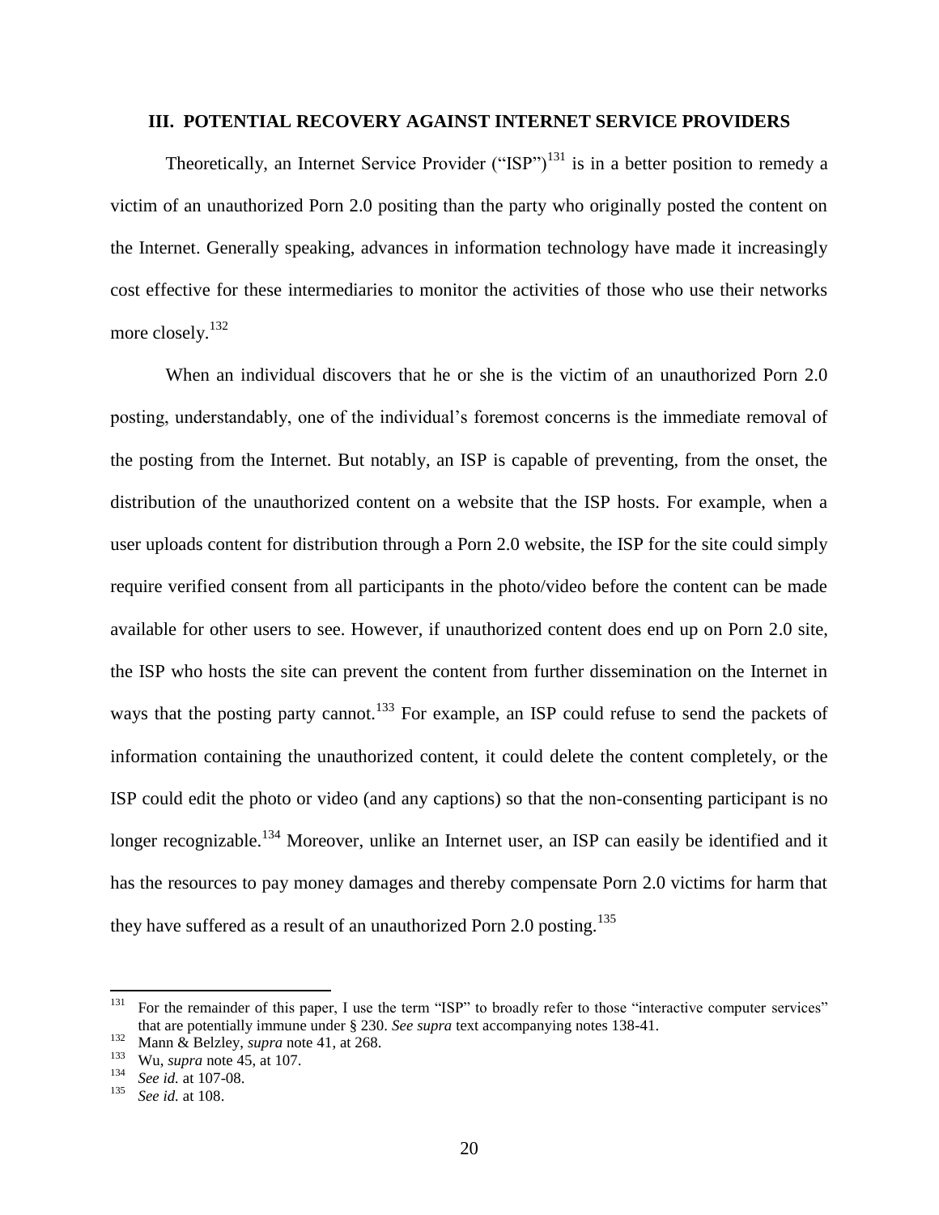## III. POTENTIAL RECOVERY AGAINST INTERNET SERVICE PROVIDERS

Theoretically, an Internet Service Provider ("ISP")[131] is in a better position to remedy a victim of an unauthorized Porn 2.0 positing than the party who originally posted the content on the Internet. Generally speaking, advances in information technology have made it increasingly cost effective for these intermediaries to monitor the activities of those who use their networks more closely.[132]

When an individual discovers that he or she is the victim of an unauthorized Porn 2.0 posting, understandably, one of the individual's foremost concerns is the immediate removal of the posting from the Internet. But notably, an ISP is capable of preventing, from the onset, the distribution of the unauthorized content on a website that the ISP hosts. For example, when a user uploads content for distribution through a Porn 2.0 website, the ISP for the site could simply require verified consent from all participants in the photo/video before the content can be made available for other users to see. However, if unauthorized content does end up on Porn 2.0 site, the ISP who hosts the site can prevent the content from further dissemination on the Internet in ways that the posting party cannot.[133] For example, an ISP could refuse to send the packets of information containing the unauthorized content, it could delete the content completely, or the ISP could edit the photo or video (and any captions) so that the non-consenting participant is no longer recognizable.[134] Moreover, unlike an Internet user, an ISP can easily be identified and it has the resources to pay money damages and thereby compensate Porn 2.0 victims for harm that they have suffered as a result of an unauthorized Porn 2.0 posting.[135]

---

[131] For the remainder of this paper, I use the term "ISP" to broadly refer to those "interactive computer services" that are potentially immune under § 230. *See supra* text accompanying notes 138-41.

[132] Mann & Belzley, *supra* note 41, at 268.

[133] Wu, *supra* note 45, at 107.

[134] *See id.* at 107-08.

[135] *See id.* at 108.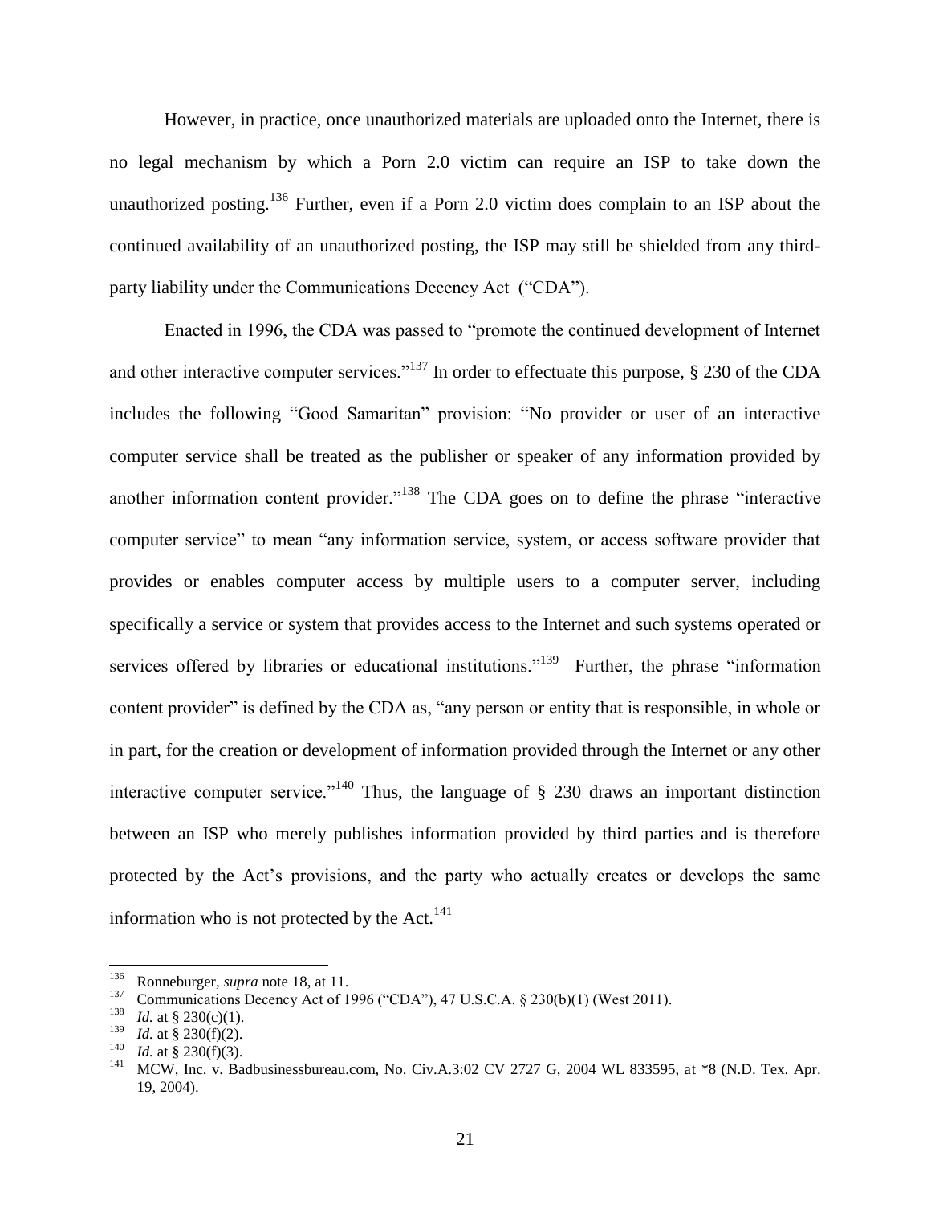However, in practice, once unauthorized materials are uploaded onto the Internet, there is no legal mechanism by which a Porn 2.0 victim can require an ISP to take down the unauthorized posting.[136] Further, even if a Porn 2.0 victim does complain to an ISP about the continued availability of an unauthorized posting, the ISP may still be shielded from any third-party liability under the Communications Decency Act ("CDA").

Enacted in 1996, the CDA was passed to "promote the continued development of Internet and other interactive computer services."[137] In order to effectuate this purpose, § 230 of the CDA includes the following "Good Samaritan" provision: "No provider or user of an interactive computer service shall be treated as the publisher or speaker of any information provided by another information content provider."[138] The CDA goes on to define the phrase "interactive computer service" to mean "any information service, system, or access software provider that provides or enables computer access by multiple users to a computer server, including specifically a service or system that provides access to the Internet and such systems operated or services offered by libraries or educational institutions."[139] Further, the phrase "information content provider" is defined by the CDA as, "any person or entity that is responsible, in whole or in part, for the creation or development of information provided through the Internet or any other interactive computer service."[140] Thus, the language of § 230 draws an important distinction between an ISP who merely publishes information provided by third parties and is therefore protected by the Act's provisions, and the party who actually creates or develops the same information who is not protected by the Act.[141]

---

[136] Ronneburger, *supra* note 18, at 11.

[137] Communications Decency Act of 1996 ("CDA"), 47 U.S.C.A. § 230(b)(1) (West 2011).

[138] *Id.* at § 230(c)(1).

[139] *Id.* at § 230(f)(2).

[140] *Id.* at § 230(f)(3).

[141] MCW, Inc. v. Badbusinessbureau.com, No. Civ.A.3:02 CV 2727 G, 2004 WL 833595, at *8 (N.D. Tex. Apr. 19, 2004).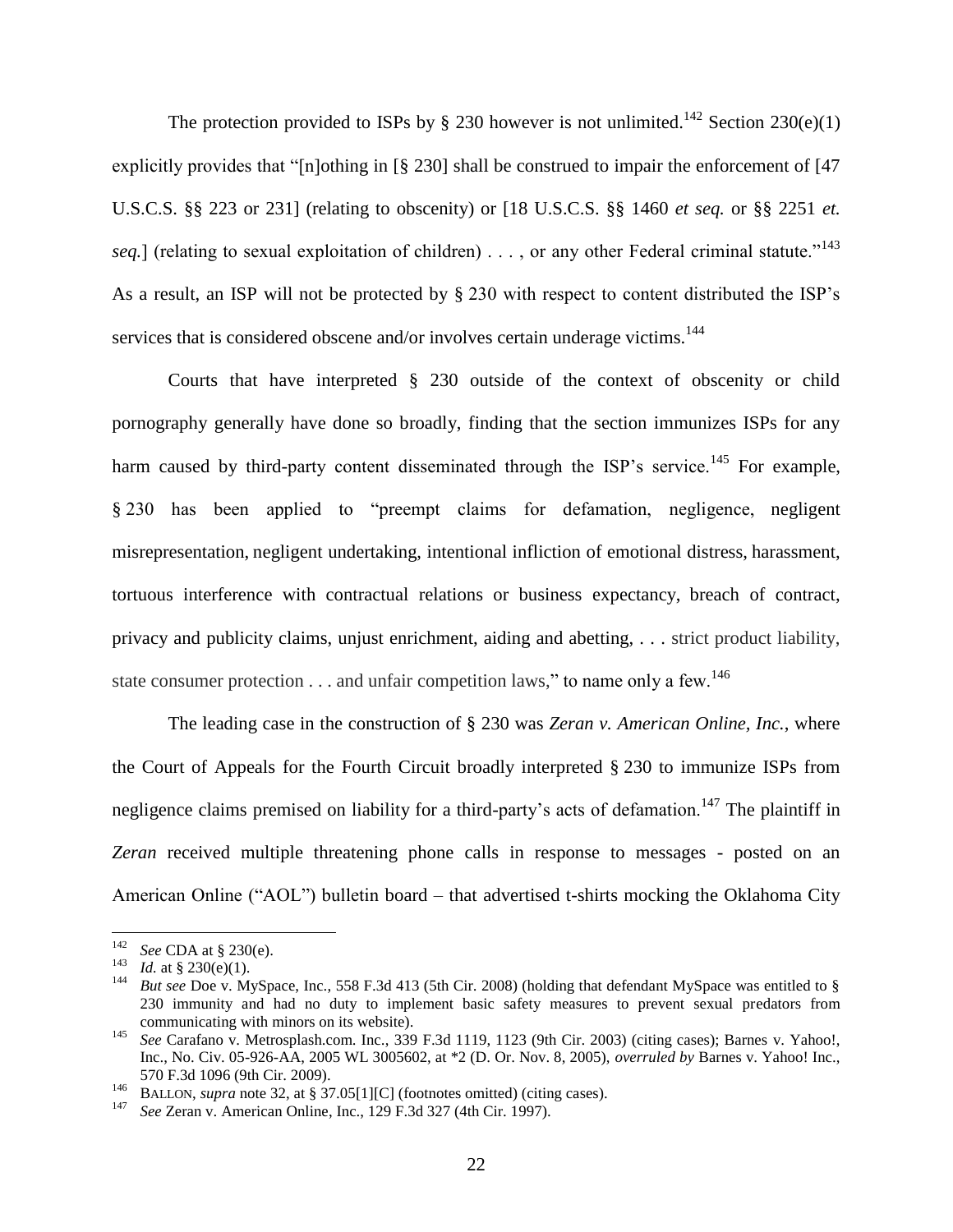The protection provided to ISPs by § 230 however is not unlimited.[142] Section 230(e)(1) explicitly provides that "[n]othing in [§ 230] shall be construed to impair the enforcement of [47 U.S.C.S. §§ 223 or 231] (relating to obscenity) or [18 U.S.C.S. §§ 1460 *et seq.* or §§ 2251 *et. seq.*] (relating to sexual exploitation of children) . . . , or any other Federal criminal statute."[143] As a result, an ISP will not be protected by § 230 with respect to content distributed the ISP's services that is considered obscene and/or involves certain underage victims.[144]

Courts that have interpreted § 230 outside of the context of obscenity or child pornography generally have done so broadly, finding that the section immunizes ISPs for any harm caused by third-party content disseminated through the ISP's service.[145] For example, § 230 has been applied to "preempt claims for defamation, negligence, negligent misrepresentation, negligent undertaking, intentional infliction of emotional distress, harassment, tortuous interference with contractual relations or business expectancy, breach of contract, privacy and publicity claims, unjust enrichment, aiding and abetting, . . . strict product liability, state consumer protection . . . and unfair competition laws," to name only a few.[146]

The leading case in the construction of § 230 was *Zeran v. American Online, Inc.*, where the Court of Appeals for the Fourth Circuit broadly interpreted § 230 to immunize ISPs from negligence claims premised on liability for a third-party's acts of defamation.[147] The plaintiff in *Zeran* received multiple threatening phone calls in response to messages - posted on an American Online ("AOL") bulletin board – that advertised t-shirts mocking the Oklahoma City

---

[142] *See* CDA at § 230(e).

[143] *Id.* at § 230(e)(1).

[144] *But see* Doe v. MySpace, Inc., 558 F.3d 413 (5th Cir. 2008) (holding that defendant MySpace was entitled to § 230 immunity and had no duty to implement basic safety measures to prevent sexual predators from communicating with minors on its website).

[145] *See* Carafano v. Metrosplash.com. Inc., 339 F.3d 1119, 1123 (9th Cir. 2003) (citing cases); Barnes v. Yahoo!, Inc., No. Civ. 05-926-AA, 2005 WL 3005602, at *2 (D. Or. Nov. 8, 2005), *overruled by* Barnes v. Yahoo! Inc., 570 F.3d 1096 (9th Cir. 2009).

[146] BALLON, *supra* note 32, at § 37.05[1][C] (footnotes omitted) (citing cases).

[147] *See* Zeran v. American Online, Inc., 129 F.3d 327 (4th Cir. 1997).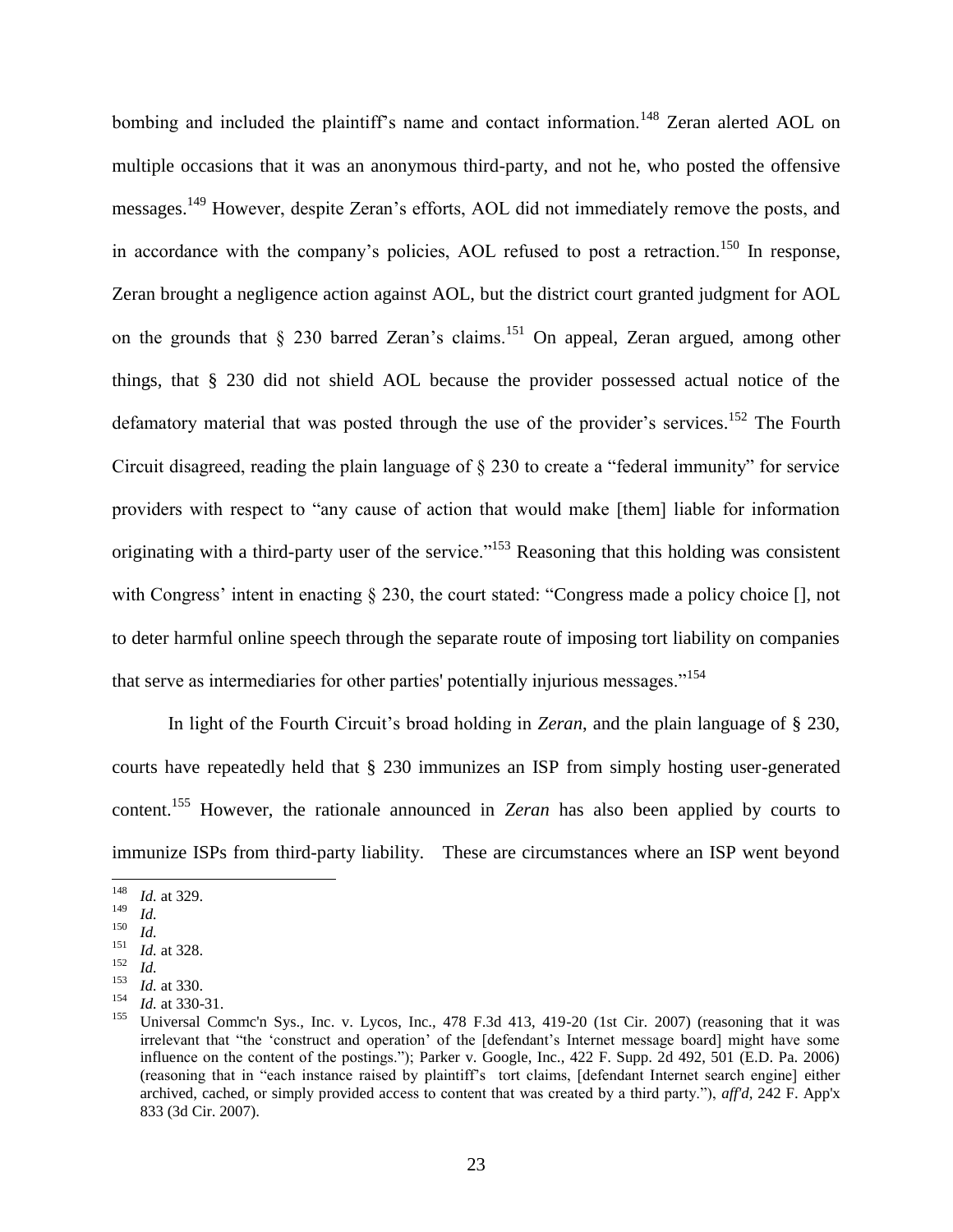bombing and included the plaintiff's name and contact information.[148] Zeran alerted AOL on multiple occasions that it was an anonymous third-party, and not he, who posted the offensive messages.[149] However, despite Zeran's efforts, AOL did not immediately remove the posts, and in accordance with the company's policies, AOL refused to post a retraction.[150] In response, Zeran brought a negligence action against AOL, but the district court granted judgment for AOL on the grounds that § 230 barred Zeran's claims.[151] On appeal, Zeran argued, among other things, that § 230 did not shield AOL because the provider possessed actual notice of the defamatory material that was posted through the use of the provider's services.[152] The Fourth Circuit disagreed, reading the plain language of § 230 to create a "federal immunity" for service providers with respect to "any cause of action that would make [them] liable for information originating with a third-party user of the service."[153] Reasoning that this holding was consistent with Congress' intent in enacting § 230, the court stated: "Congress made a policy choice [], not to deter harmful online speech through the separate route of imposing tort liability on companies that serve as intermediaries for other parties' potentially injurious messages."[154]

In light of the Fourth Circuit's broad holding in *Zeran*, and the plain language of § 230, courts have repeatedly held that § 230 immunizes an ISP from simply hosting user-generated content.[155] However, the rationale announced in *Zeran* has also been applied by courts to immunize ISPs from third-party liability. These are circumstances where an ISP went beyond

---

[148] *Id.* at 329.

[149] *Id.*

[150] *Id.*

[151] *Id.* at 328.

[152] *Id.*

[153] *Id.* at 330.

[154] *Id.* at 330-31.

[155] Universal Commc'n Sys., Inc. v. Lycos, Inc., 478 F.3d 413, 419-20 (1st Cir. 2007) (reasoning that it was irrelevant that "the 'construct and operation' of the [defendant's Internet message board] might have some influence on the content of the postings."); Parker v. Google, Inc., 422 F. Supp. 2d 492, 501 (E.D. Pa. 2006) (reasoning that in "each instance raised by plaintiff's tort claims, [defendant Internet search engine] either archived, cached, or simply provided access to content that was created by a third party."), *aff'd*, 242 F. App'x 833 (3d Cir. 2007).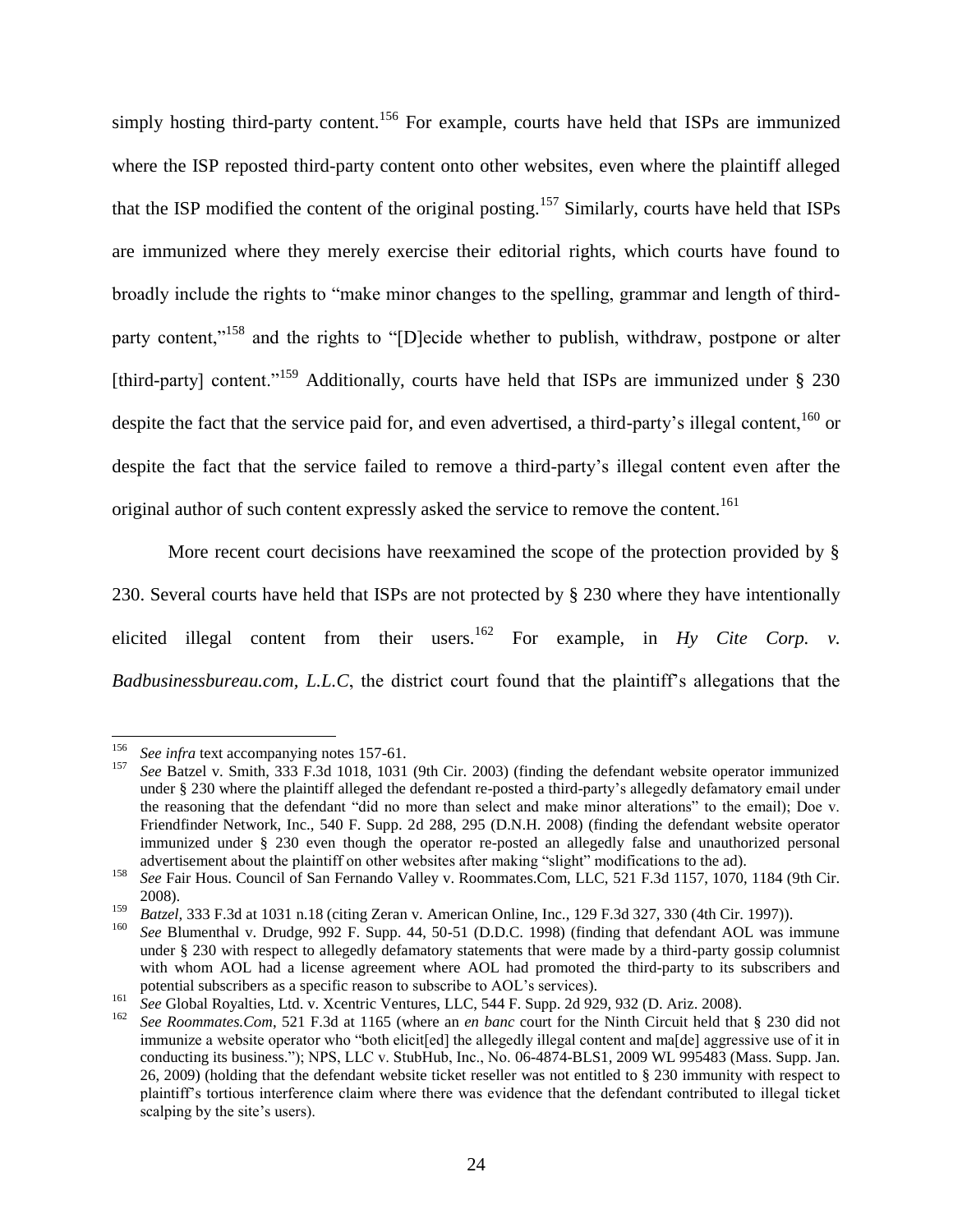simply hosting third-party content.[156] For example, courts have held that ISPs are immunized where the ISP reposted third-party content onto other websites, even where the plaintiff alleged that the ISP modified the content of the original posting.[157] Similarly, courts have held that ISPs are immunized where they merely exercise their editorial rights, which courts have found to broadly include the rights to "make minor changes to the spelling, grammar and length of third-party content,"[158] and the rights to "[D]ecide whether to publish, withdraw, postpone or alter [third-party] content."[159] Additionally, courts have held that ISPs are immunized under § 230 despite the fact that the service paid for, and even advertised, a third-party's illegal content,[160] or despite the fact that the service failed to remove a third-party's illegal content even after the original author of such content expressly asked the service to remove the content.[161]

More recent court decisions have reexamined the scope of the protection provided by § 230. Several courts have held that ISPs are not protected by § 230 where they have intentionally elicited illegal content from their users.[162] For example, in *Hy Cite Corp. v. Badbusinessbureau.com, L.L.C*, the district court found that the plaintiff's allegations that the

---

[156] *See infra* text accompanying notes 157-61.

[157] *See* Batzel v. Smith, 333 F.3d 1018, 1031 (9th Cir. 2003) (finding the defendant website operator immunized under § 230 where the plaintiff alleged the defendant re-posted a third-party's allegedly defamatory email under the reasoning that the defendant "did no more than select and make minor alterations" to the email); Doe v. Friendfinder Network, Inc., 540 F. Supp. 2d 288, 295 (D.N.H. 2008) (finding the defendant website operator immunized under § 230 even though the operator re-posted an allegedly false and unauthorized personal advertisement about the plaintiff on other websites after making "slight" modifications to the ad).

[158] *See* Fair Hous. Council of San Fernando Valley v. Roommates.Com, LLC, 521 F.3d 1157, 1070, 1184 (9th Cir. 2008).

[159] *Batzel*, 333 F.3d at 1031 n.18 (citing Zeran v. American Online, Inc., 129 F.3d 327, 330 (4th Cir. 1997)).

[160] *See* Blumenthal v. Drudge, 992 F. Supp. 44, 50-51 (D.D.C. 1998) (finding that defendant AOL was immune under § 230 with respect to allegedly defamatory statements that were made by a third-party gossip columnist with whom AOL had a license agreement where AOL had promoted the third-party to its subscribers and potential subscribers as a specific reason to subscribe to AOL's services).

[161] *See* Global Royalties, Ltd. v. Xcentric Ventures, LLC, 544 F. Supp. 2d 929, 932 (D. Ariz. 2008).

[162] *See Roommates.Com*, 521 F.3d at 1165 (where an *en banc* court for the Ninth Circuit held that § 230 did not immunize a website operator who "both elicit[ed] the allegedly illegal content and ma[de] aggressive use of it in conducting its business."); NPS, LLC v. StubHub, Inc., No. 06-4874-BLS1, 2009 WL 995483 (Mass. Supp. Jan. 26, 2009) (holding that the defendant website ticket reseller was not entitled to § 230 immunity with respect to plaintiff's tortious interference claim where there was evidence that the defendant contributed to illegal ticket scalping by the site's users).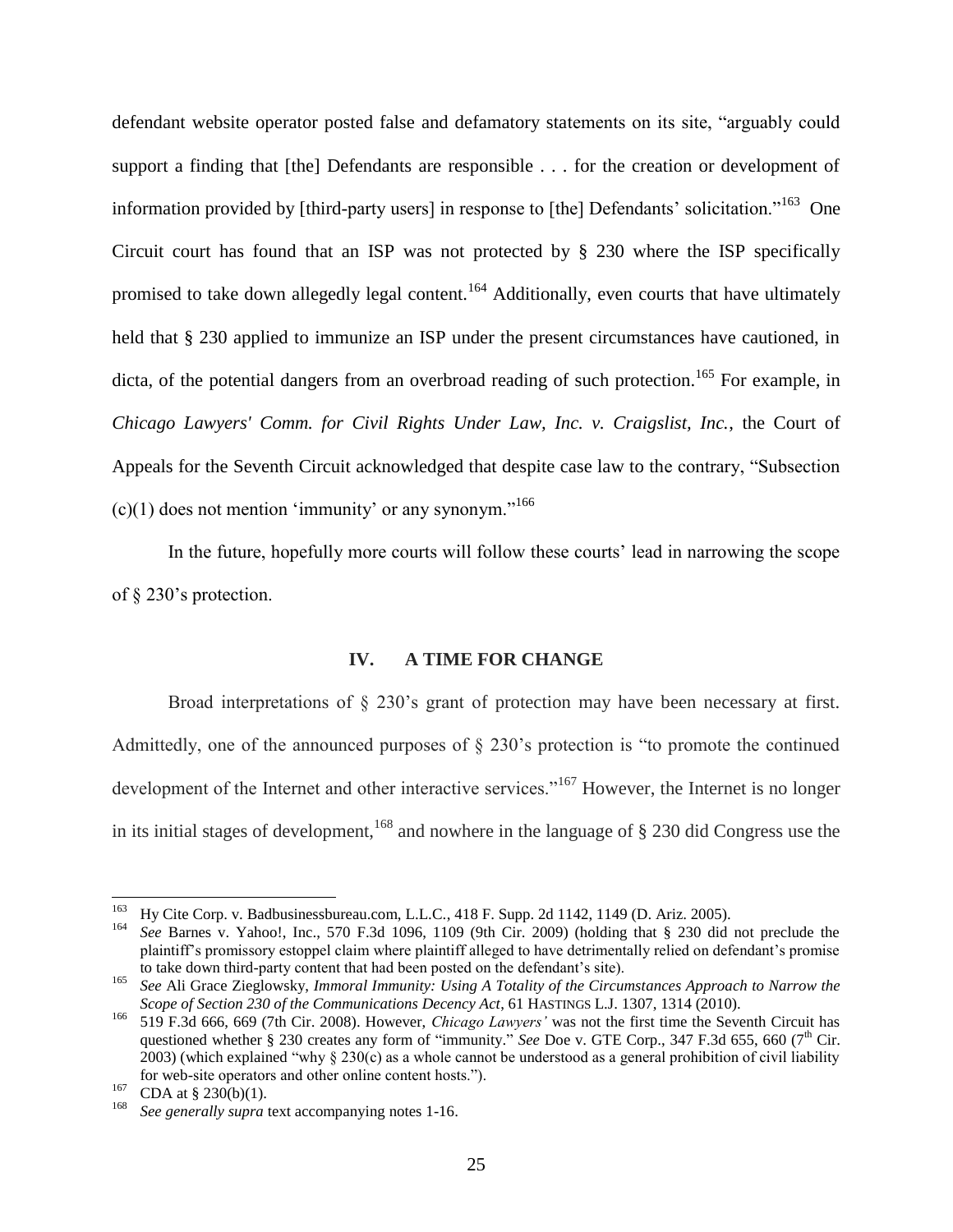defendant website operator posted false and defamatory statements on its site, "arguably could support a finding that [the] Defendants are responsible . . . for the creation or development of information provided by [third-party users] in response to [the] Defendants' solicitation."[163] One Circuit court has found that an ISP was not protected by § 230 where the ISP specifically promised to take down allegedly legal content.[164] Additionally, even courts that have ultimately held that § 230 applied to immunize an ISP under the present circumstances have cautioned, in dicta, of the potential dangers from an overbroad reading of such protection.[165] For example, in *Chicago Lawyers' Comm. for Civil Rights Under Law, Inc. v. Craigslist, Inc.*, the Court of Appeals for the Seventh Circuit acknowledged that despite case law to the contrary, "Subsection (c)(1) does not mention 'immunity' or any synonym."[166]

In the future, hopefully more courts will follow these courts' lead in narrowing the scope of § 230's protection.

## IV. A TIME FOR CHANGE

Broad interpretations of § 230's grant of protection may have been necessary at first. Admittedly, one of the announced purposes of § 230's protection is "to promote the continued development of the Internet and other interactive services."[167] However, the Internet is no longer in its initial stages of development,[168] and nowhere in the language of § 230 did Congress use the

---

[163] Hy Cite Corp. v. Badbusinessbureau.com, L.L.C., 418 F. Supp. 2d 1142, 1149 (D. Ariz. 2005).

[164] *See* Barnes v. Yahoo!, Inc., 570 F.3d 1096, 1109 (9th Cir. 2009) (holding that § 230 did not preclude the plaintiff's promissory estoppel claim where plaintiff alleged to have detrimentally relied on defendant's promise to take down third-party content that had been posted on the defendant's site).

[165] *See* Ali Grace Zieglowsky, *Immoral Immunity: Using A Totality of the Circumstances Approach to Narrow the Scope of Section 230 of the Communications Decency Act*, 61 HASTINGS L.J. 1307, 1314 (2010).

[166] 519 F.3d 666, 669 (7th Cir. 2008). However, *Chicago Lawyers'* was not the first time the Seventh Circuit has questioned whether § 230 creates any form of "immunity." *See* Doe v. GTE Corp., 347 F.3d 655, 660 (7th Cir. 2003) (which explained "why § 230(c) as a whole cannot be understood as a general prohibition of civil liability for web-site operators and other online content hosts.").

[167] CDA at § 230(b)(1).

[168] *See generally supra* text accompanying notes 1-16.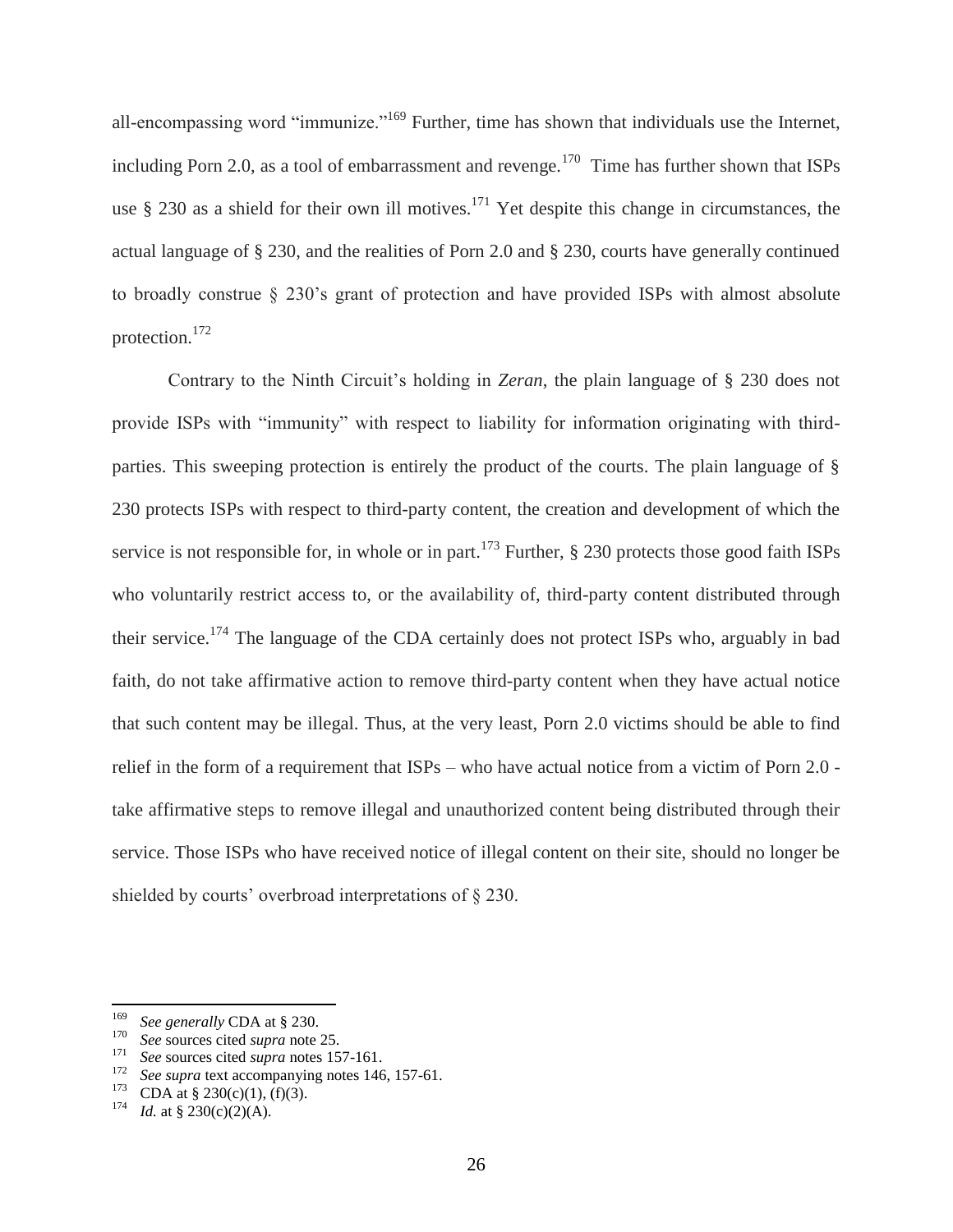all-encompassing word "immunize."[169] Further, time has shown that individuals use the Internet, including Porn 2.0, as a tool of embarrassment and revenge.[170] Time has further shown that ISPs use § 230 as a shield for their own ill motives.[171] Yet despite this change in circumstances, the actual language of § 230, and the realities of Porn 2.0 and § 230, courts have generally continued to broadly construe § 230's grant of protection and have provided ISPs with almost absolute protection.[172]

Contrary to the Ninth Circuit's holding in *Zeran*, the plain language of § 230 does not provide ISPs with "immunity" with respect to liability for information originating with third-parties. This sweeping protection is entirely the product of the courts. The plain language of § 230 protects ISPs with respect to third-party content, the creation and development of which the service is not responsible for, in whole or in part.[173] Further, § 230 protects those good faith ISPs who voluntarily restrict access to, or the availability of, third-party content distributed through their service.[174] The language of the CDA certainly does not protect ISPs who, arguably in bad faith, do not take affirmative action to remove third-party content when they have actual notice that such content may be illegal. Thus, at the very least, Porn 2.0 victims should be able to find relief in the form of a requirement that ISPs – who have actual notice from a victim of Porn 2.0 - take affirmative steps to remove illegal and unauthorized content being distributed through their service. Those ISPs who have received notice of illegal content on their site, should no longer be shielded by courts' overbroad interpretations of § 230.

---

[169] *See generally* CDA at § 230.
[170] *See* sources cited *supra* note 25.
[171] *See* sources cited *supra* notes 157-161.
[172] *See supra* text accompanying notes 146, 157-61.
[173] CDA at § 230(c)(1), (f)(3).
[174] *Id.* at § 230(c)(2)(A).